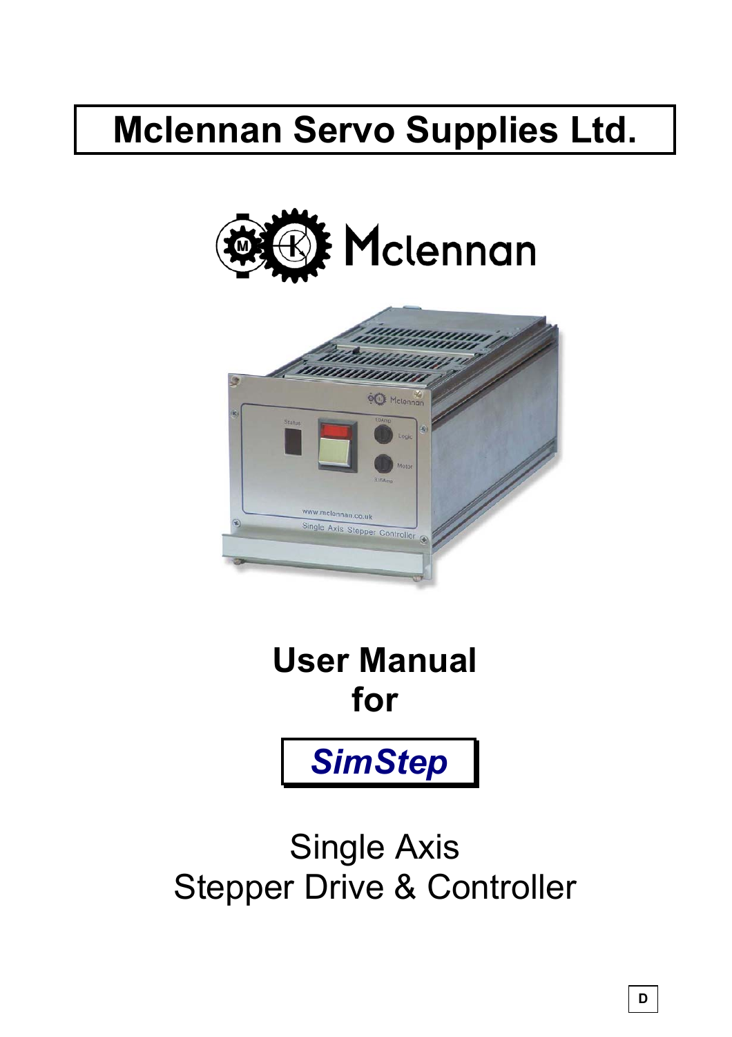# Mclennan Servo Supplies Ltd.

Mclennan

## User Manual for

## *SimStep*

Single Axis
Stepper Drive & Controller

D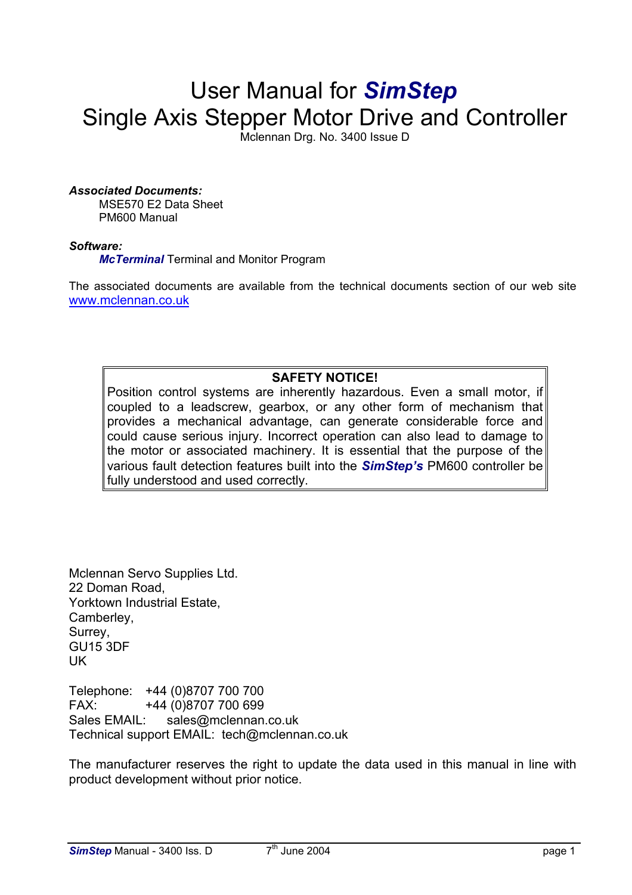# User Manual for *SimStep*
# Single Axis Stepper Motor Drive and Controller

Mclennan Drg. No. 3400 Issue D

***Associated Documents:***

MSE570 E2 Data Sheet
PM600 Manual

***Software:***

***McTerminal*** Terminal and Monitor Program

The associated documents are available from the technical documents section of our web site www.mclennan.co.uk

| **SAFETY NOTICE!** |
|---|
| Position control systems are inherently hazardous. Even a small motor, if coupled to a leadscrew, gearbox, or any other form of mechanism that provides a mechanical advantage, can generate considerable force and could cause serious injury. Incorrect operation can also lead to damage to the motor or associated machinery. It is essential that the purpose of the various fault detection features built into the ***SimStep's*** PM600 controller be fully understood and used correctly. |

Mclennan Servo Supplies Ltd.
22 Doman Road,
Yorktown Industrial Estate,
Camberley,
Surrey,
GU15 3DF
UK

Telephone: +44 (0)8707 700 700
FAX: +44 (0)8707 700 699
Sales EMAIL: sales@mclennan.co.uk
Technical support EMAIL: tech@mclennan.co.uk

The manufacturer reserves the right to update the data used in this manual in line with product development without prior notice.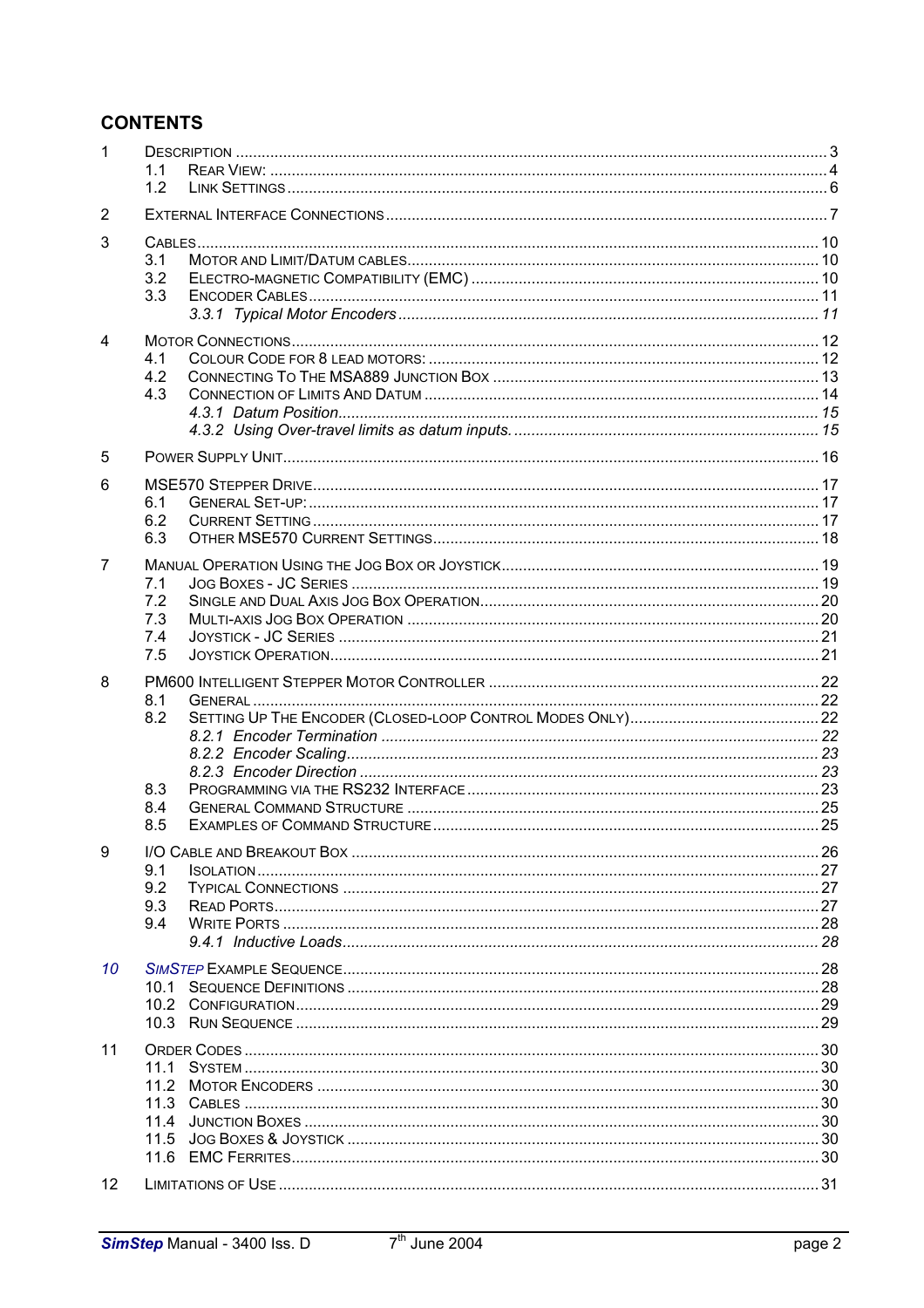## CONTENTS

1 DESCRIPTION ........................................................................ 3
  1.1 REAR VIEW: ........................................................................ 4
  1.2 LINK SETTINGS ........................................................................ 6

2 EXTERNAL INTERFACE CONNECTIONS ........................................................................ 7

3 CABLES ........................................................................ 10
  3.1 MOTOR AND LIMIT/DATUM CABLES ........................................................................ 10
  3.2 ELECTRO-MAGNETIC COMPATIBILITY (EMC) ........................................................................ 10
  3.3 ENCODER CABLES ........................................................................ 11
    *3.3.1 Typical Motor Encoders ........................................................................ 11*

4 MOTOR CONNECTIONS ........................................................................ 12
  4.1 COLOUR CODE FOR 8 LEAD MOTORS: ........................................................................ 12
  4.2 CONNECTING TO THE MSA889 JUNCTION BOX ........................................................................ 13
  4.3 CONNECTION OF LIMITS AND DATUM ........................................................................ 14
    *4.3.1 Datum Position ........................................................................ 15*
    *4.3.2 Using Over-travel limits as datum inputs. ........................................................................ 15*

5 POWER SUPPLY UNIT ........................................................................ 16

6 MSE570 STEPPER DRIVE ........................................................................ 17
  6.1 GENERAL SET-UP: ........................................................................ 17
  6.2 CURRENT SETTING ........................................................................ 17
  6.3 OTHER MSE570 CURRENT SETTINGS ........................................................................ 18

7 MANUAL OPERATION USING THE JOG BOX OR JOYSTICK ........................................................................ 19
  7.1 JOG BOXES - JC SERIES ........................................................................ 19
  7.2 SINGLE AND DUAL AXIS JOG BOX OPERATION ........................................................................ 20
  7.3 MULTI-AXIS JOG BOX OPERATION ........................................................................ 20
  7.4 JOYSTICK - JC SERIES ........................................................................ 21
  7.5 JOYSTICK OPERATION ........................................................................ 21

8 PM600 INTELLIGENT STEPPER MOTOR CONTROLLER ........................................................................ 22
  8.1 GENERAL ........................................................................ 22
  8.2 SETTING UP THE ENCODER (CLOSED-LOOP CONTROL MODES ONLY) ........................................................................ 22
    *8.2.1 Encoder Termination ........................................................................ 22*
    *8.2.2 Encoder Scaling ........................................................................ 23*
    *8.2.3 Encoder Direction ........................................................................ 23*
  8.3 PROGRAMMING VIA THE RS232 INTERFACE ........................................................................ 23
  8.4 GENERAL COMMAND STRUCTURE ........................................................................ 25
  8.5 EXAMPLES OF COMMAND STRUCTURE ........................................................................ 25

9 I/O CABLE AND BREAKOUT BOX ........................................................................ 26
  9.1 ISOLATION ........................................................................ 27
  9.2 TYPICAL CONNECTIONS ........................................................................ 27
  9.3 READ PORTS ........................................................................ 27
  9.4 WRITE PORTS ........................................................................ 28
    *9.4.1 Inductive Loads ........................................................................ 28*

10 *SIMSTEP* EXAMPLE SEQUENCE ........................................................................ 28
  10.1 SEQUENCE DEFINITIONS ........................................................................ 28
  10.2 CONFIGURATION ........................................................................ 29
  10.3 RUN SEQUENCE ........................................................................ 29

11 ORDER CODES ........................................................................ 30
  11.1 SYSTEM ........................................................................ 30
  11.2 MOTOR ENCODERS ........................................................................ 30
  11.3 CABLES ........................................................................ 30
  11.4 JUNCTION BOXES ........................................................................ 30
  11.5 JOG BOXES & JOYSTICK ........................................................................ 30
  11.6 EMC FERRITES ........................................................................ 30

12 LIMITATIONS OF USE ........................................................................ 31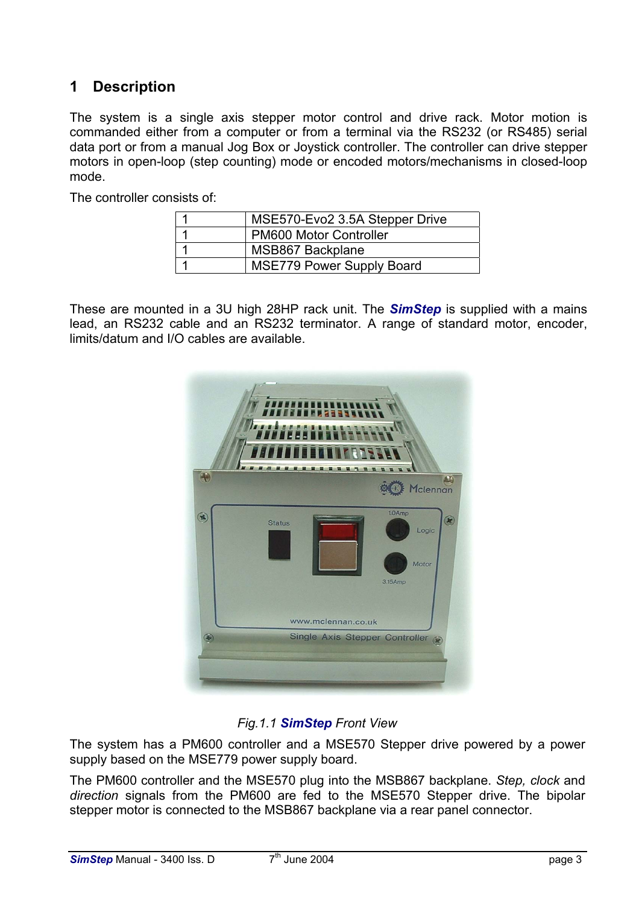# 1 Description

The system is a single axis stepper motor control and drive rack. Motor motion is commanded either from a computer or from a terminal via the RS232 (or RS485) serial data port or from a manual Jog Box or Joystick controller. The controller can drive stepper motors in open-loop (step counting) mode or encoded motors/mechanisms in closed-loop mode.

The controller consists of:

| | |
|---|---|
| 1 | MSE570-Evo2 3.5A Stepper Drive |
| 1 | PM600 Motor Controller |
| 1 | MSB867 Backplane |
| 1 | MSE779 Power Supply Board |

These are mounted in a 3U high 28HP rack unit. The ***SimStep*** is supplied with a mains lead, an RS232 cable and an RS232 terminator. A range of standard motor, encoder, limits/datum and I/O cables are available.

*Fig.1.1* ***SimStep*** *Front View*

The system has a PM600 controller and a MSE570 Stepper drive powered by a power supply based on the MSE779 power supply board.

The PM600 controller and the MSE570 plug into the MSB867 backplane. *Step, clock* and *direction* signals from the PM600 are fed to the MSE570 Stepper drive. The bipolar stepper motor is connected to the MSB867 backplane via a rear panel connector.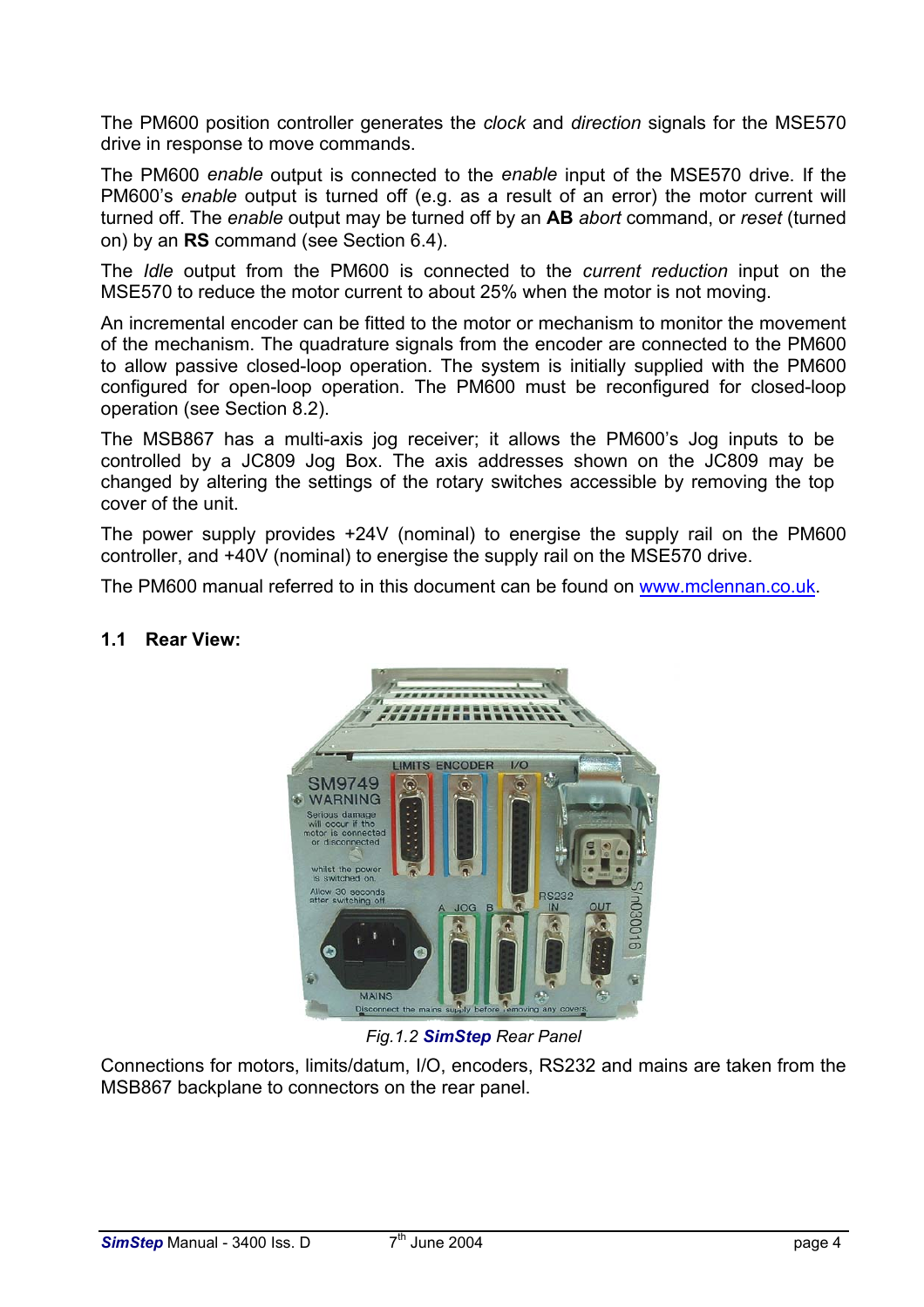The PM600 position controller generates the *clock* and *direction* signals for the MSE570 drive in response to move commands.

The PM600 *enable* output is connected to the *enable* input of the MSE570 drive. If the PM600's *enable* output is turned off (e.g. as a result of an error) the motor current will turned off. The *enable* output may be turned off by an **AB** *abort* command, or *reset* (turned on) by an **RS** command (see Section 6.4).

The *Idle* output from the PM600 is connected to the *current reduction* input on the MSE570 to reduce the motor current to about 25% when the motor is not moving.

An incremental encoder can be fitted to the motor or mechanism to monitor the movement of the mechanism. The quadrature signals from the encoder are connected to the PM600 to allow passive closed-loop operation. The system is initially supplied with the PM600 configured for open-loop operation. The PM600 must be reconfigured for closed-loop operation (see Section 8.2).

The MSB867 has a multi-axis jog receiver; it allows the PM600's Jog inputs to be controlled by a JC809 Jog Box. The axis addresses shown on the JC809 may be changed by altering the settings of the rotary switches accessible by removing the top cover of the unit.

The power supply provides +24V (nominal) to energise the supply rail on the PM600 controller, and +40V (nominal) to energise the supply rail on the MSE570 drive.

The PM600 manual referred to in this document can be found on www.mclennan.co.uk.

## 1.1 Rear View:

*Fig.1.2* ***SimStep*** *Rear Panel*

Connections for motors, limits/datum, I/O, encoders, RS232 and mains are taken from the MSB867 backplane to connectors on the rear panel.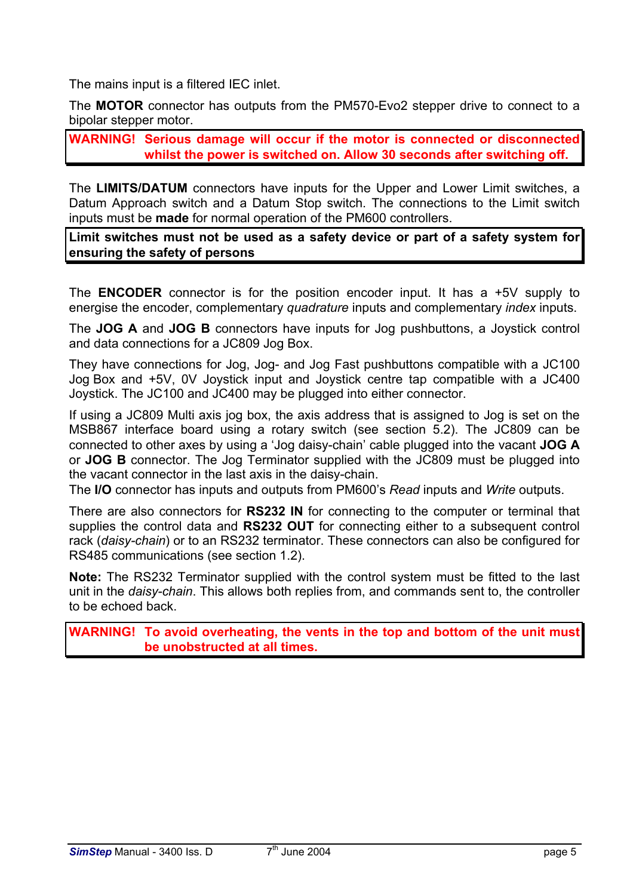The mains input is a filtered IEC inlet.

The **MOTOR** connector has outputs from the PM570-Evo2 stepper drive to connect to a bipolar stepper motor.

**WARNING! Serious damage will occur if the motor is connected or disconnected whilst the power is switched on. Allow 30 seconds after switching off.**

The **LIMITS/DATUM** connectors have inputs for the Upper and Lower Limit switches, a Datum Approach switch and a Datum Stop switch. The connections to the Limit switch inputs must be **made** for normal operation of the PM600 controllers.

**Limit switches must not be used as a safety device or part of a safety system for ensuring the safety of persons**

The **ENCODER** connector is for the position encoder input. It has a +5V supply to energise the encoder, complementary *quadrature* inputs and complementary *index* inputs.

The **JOG A** and **JOG B** connectors have inputs for Jog pushbuttons, a Joystick control and data connections for a JC809 Jog Box.

They have connections for Jog, Jog- and Jog Fast pushbuttons compatible with a JC100 Jog Box and +5V, 0V Joystick input and Joystick centre tap compatible with a JC400 Joystick. The JC100 and JC400 may be plugged into either connector.

If using a JC809 Multi axis jog box, the axis address that is assigned to Jog is set on the MSB867 interface board using a rotary switch (see section 5.2). The JC809 can be connected to other axes by using a 'Jog daisy-chain' cable plugged into the vacant **JOG A** or **JOG B** connector. The Jog Terminator supplied with the JC809 must be plugged into the vacant connector in the last axis in the daisy-chain.
The **I/O** connector has inputs and outputs from PM600's *Read* inputs and *Write* outputs.

There are also connectors for **RS232 IN** for connecting to the computer or terminal that supplies the control data and **RS232 OUT** for connecting either to a subsequent control rack (*daisy-chain*) or to an RS232 terminator. These connectors can also be configured for RS485 communications (see section 1.2).

**Note:** The RS232 Terminator supplied with the control system must be fitted to the last unit in the *daisy-chain*. This allows both replies from, and commands sent to, the controller to be echoed back.

**WARNING! To avoid overheating, the vents in the top and bottom of the unit must be unobstructed at all times.**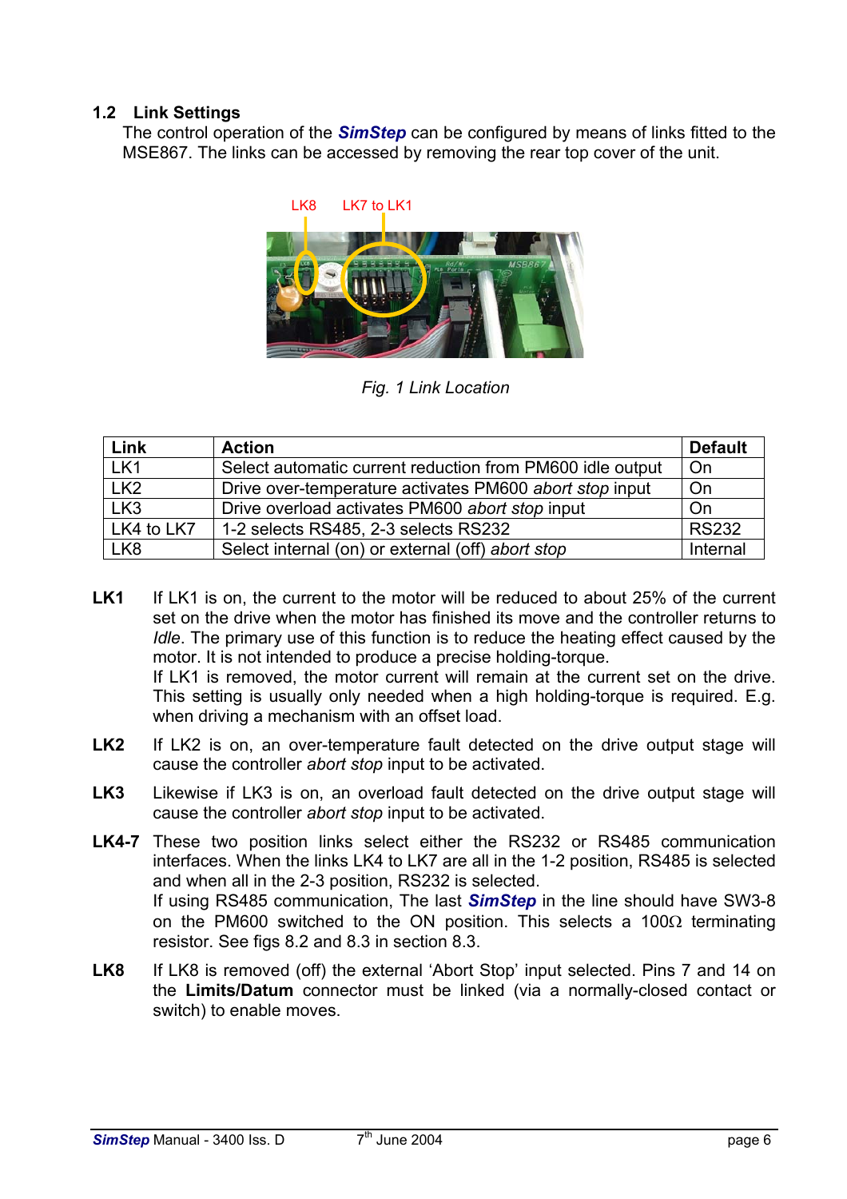## 1.2 Link Settings

The control operation of the ***SimStep*** can be configured by means of links fitted to the MSE867. The links can be accessed by removing the rear top cover of the unit.

*Fig. 1 Link Location*

| Link | Action | Default |
|---|---|---|
| LK1 | Select automatic current reduction from PM600 idle output | On |
| LK2 | Drive over-temperature activates PM600 *abort stop* input | On |
| LK3 | Drive overload activates PM600 *abort stop* input | On |
| LK4 to LK7 | 1-2 selects RS485, 2-3 selects RS232 | RS232 |
| LK8 | Select internal (on) or external (off) *abort stop* | Internal |

**LK1** If LK1 is on, the current to the motor will be reduced to about 25% of the current set on the drive when the motor has finished its move and the controller returns to *Idle*. The primary use of this function is to reduce the heating effect caused by the motor. It is not intended to produce a precise holding-torque.
If LK1 is removed, the motor current will remain at the current set on the drive. This setting is usually only needed when a high holding-torque is required. E.g. when driving a mechanism with an offset load.

**LK2** If LK2 is on, an over-temperature fault detected on the drive output stage will cause the controller *abort stop* input to be activated.

**LK3** Likewise if LK3 is on, an overload fault detected on the drive output stage will cause the controller *abort stop* input to be activated.

**LK4-7** These two position links select either the RS232 or RS485 communication interfaces. When the links LK4 to LK7 are all in the 1-2 position, RS485 is selected and when all in the 2-3 position, RS232 is selected.
If using RS485 communication, The last ***SimStep*** in the line should have SW3-8 on the PM600 switched to the ON position. This selects a 100Ω terminating resistor. See figs 8.2 and 8.3 in section 8.3.

**LK8** If LK8 is removed (off) the external 'Abort Stop' input selected. Pins 7 and 14 on the **Limits/Datum** connector must be linked (via a normally-closed contact or switch) to enable moves.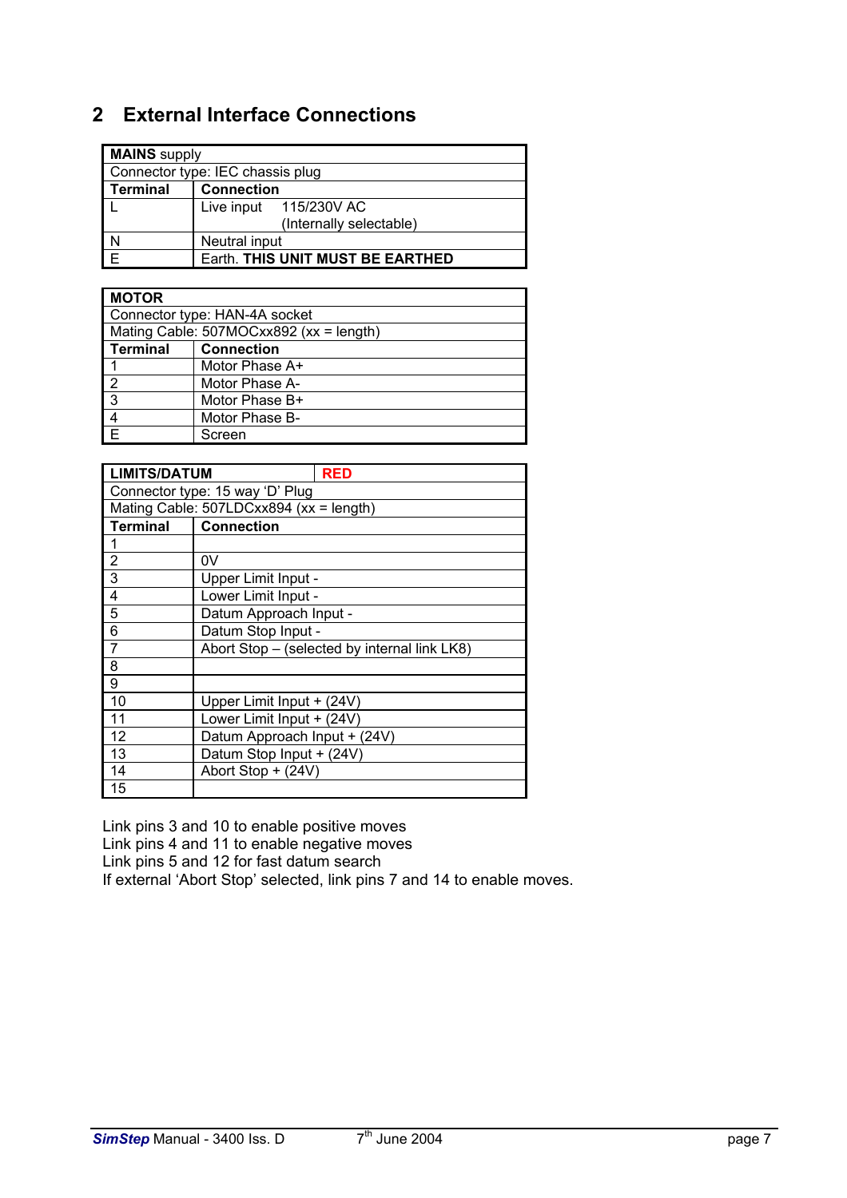## 2 External Interface Connections

| **MAINS** supply | |
|---|---|
| Connector type: IEC chassis plug | |
| **Terminal** | **Connection** |
| L | Live input 115/230V AC (Internally selectable) |
| N | Neutral input |
| E | Earth. **THIS UNIT MUST BE EARTHED** |

| **MOTOR** | |
|---|---|
| Connector type: HAN-4A socket | |
| Mating Cable: 507MOCxx892 (xx = length) | |
| **Terminal** | **Connection** |
| 1 | Motor Phase A+ |
| 2 | Motor Phase A- |
| 3 | Motor Phase B+ |
| 4 | Motor Phase B- |
| E | Screen |

| **LIMITS/DATUM** | **RED** |
|---|---|
| Connector type: 15 way 'D' Plug | |
| Mating Cable: 507LDCxx894 (xx = length) | |
| **Terminal** | **Connection** |
| 1 | |
| 2 | 0V |
| 3 | Upper Limit Input - |
| 4 | Lower Limit Input - |
| 5 | Datum Approach Input - |
| 6 | Datum Stop Input - |
| 7 | Abort Stop – (selected by internal link LK8) |
| 8 | |
| 9 | |
| 10 | Upper Limit Input + (24V) |
| 11 | Lower Limit Input + (24V) |
| 12 | Datum Approach Input + (24V) |
| 13 | Datum Stop Input + (24V) |
| 14 | Abort Stop + (24V) |
| 15 | |

Link pins 3 and 10 to enable positive moves
Link pins 4 and 11 to enable negative moves
Link pins 5 and 12 for fast datum search
If external 'Abort Stop' selected, link pins 7 and 14 to enable moves.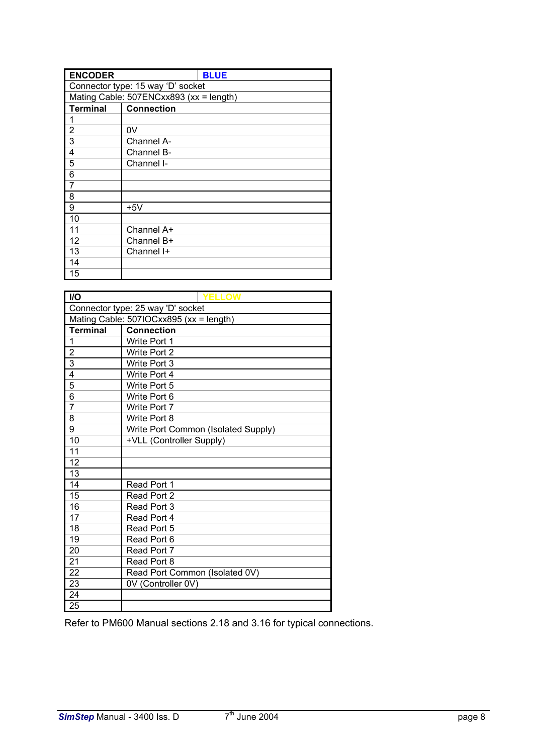| **ENCODER** | **BLUE** |
| --- | --- |
| Connector type: 15 way 'D' socket | |
| Mating Cable: 507ENCxx893 (xx = length) | |
| **Terminal** | **Connection** |
| 1 | |
| 2 | 0V |
| 3 | Channel A- |
| 4 | Channel B- |
| 5 | Channel I- |
| 6 | |
| 7 | |
| 8 | |
| 9 | +5V |
| 10 | |
| 11 | Channel A+ |
| 12 | Channel B+ |
| 13 | Channel I+ |
| 14 | |
| 15 | |

| **I/O** | **YELLOW** |
| --- | --- |
| Connector type: 25 way 'D' socket | |
| Mating Cable: 507IOCxx895 (xx = length) | |
| **Terminal** | **Connection** |
| 1 | Write Port 1 |
| 2 | Write Port 2 |
| 3 | Write Port 3 |
| 4 | Write Port 4 |
| 5 | Write Port 5 |
| 6 | Write Port 6 |
| 7 | Write Port 7 |
| 8 | Write Port 8 |
| 9 | Write Port Common (Isolated Supply) |
| 10 | +VLL (Controller Supply) |
| 11 | |
| 12 | |
| 13 | |
| 14 | Read Port 1 |
| 15 | Read Port 2 |
| 16 | Read Port 3 |
| 17 | Read Port 4 |
| 18 | Read Port 5 |
| 19 | Read Port 6 |
| 20 | Read Port 7 |
| 21 | Read Port 8 |
| 22 | Read Port Common (Isolated 0V) |
| 23 | 0V (Controller 0V) |
| 24 | |
| 25 | |

Refer to PM600 Manual sections 2.18 and 3.16 for typical connections.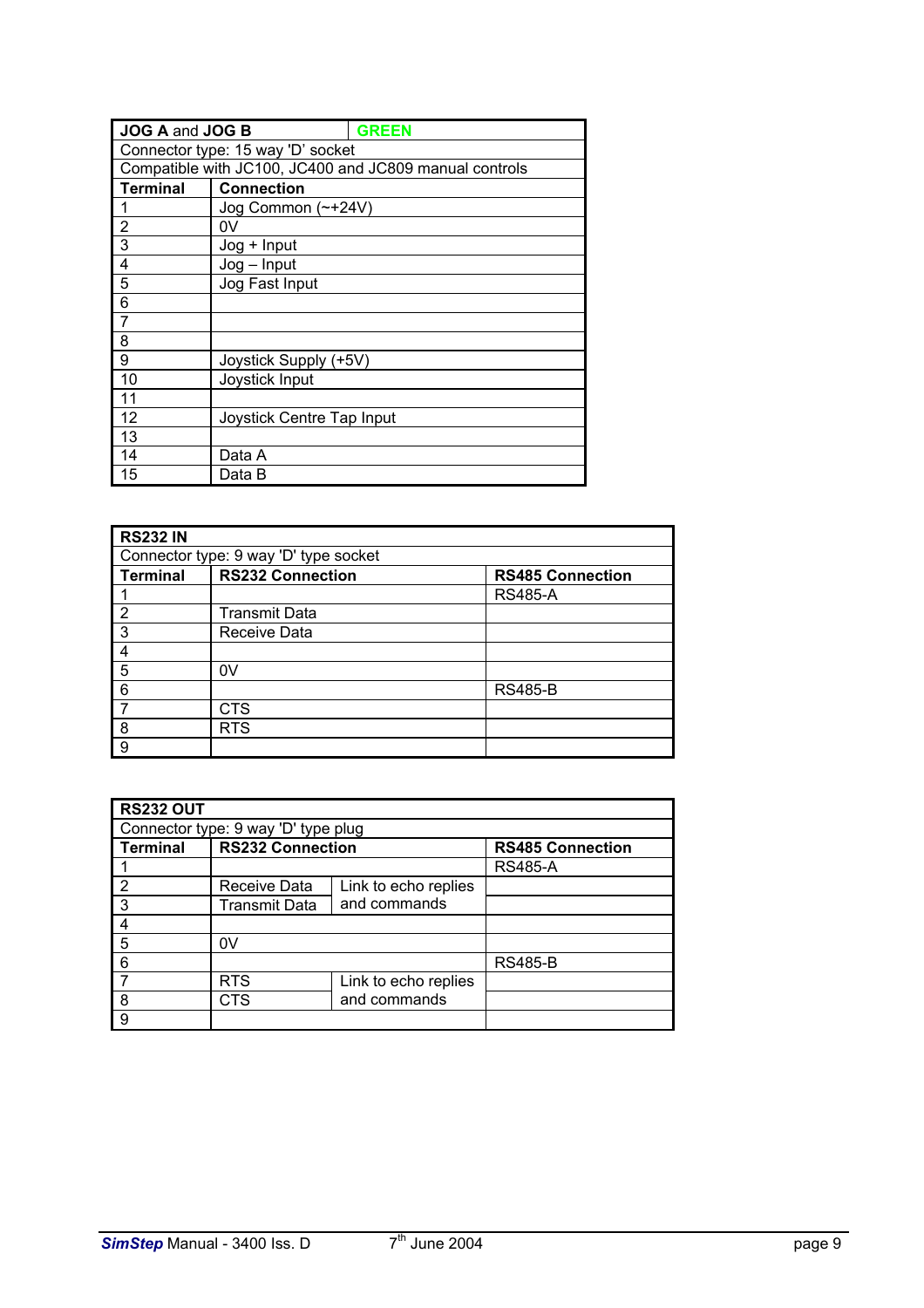| **JOG A** and **JOG B** | **GREEN** |
|---|---|
| Connector type: 15 way 'D' socket | |
| Compatible with JC100, JC400 and JC809 manual controls | |
| **Terminal** | **Connection** |
| 1 | Jog Common (~+24V) |
| 2 | 0V |
| 3 | Jog + Input |
| 4 | Jog – Input |
| 5 | Jog Fast Input |
| 6 | |
| 7 | |
| 8 | |
| 9 | Joystick Supply (+5V) |
| 10 | Joystick Input |
| 11 | |
| 12 | Joystick Centre Tap Input |
| 13 | |
| 14 | Data A |
| 15 | Data B |

| **RS232 IN** | | |
|---|---|---|
| Connector type: 9 way 'D' type socket | | |
| **Terminal** | **RS232 Connection** | **RS485 Connection** |
| 1 | | RS485-A |
| 2 | Transmit Data | |
| 3 | Receive Data | |
| 4 | | |
| 5 | 0V | |
| 6 | | RS485-B |
| 7 | CTS | |
| 8 | RTS | |
| 9 | | |

| **RS232 OUT** | | | |
|---|---|---|---|
| Connector type: 9 way 'D' type plug | | | |
| **Terminal** | **RS232 Connection** | | **RS485 Connection** |
| 1 | | | RS485-A |
| 2 | Receive Data | Link to echo replies and commands | |
| 3 | Transmit Data | | |
| 4 | | | |
| 5 | 0V | | |
| 6 | | | RS485-B |
| 7 | RTS | Link to echo replies and commands | |
| 8 | CTS | | |
| 9 | | | |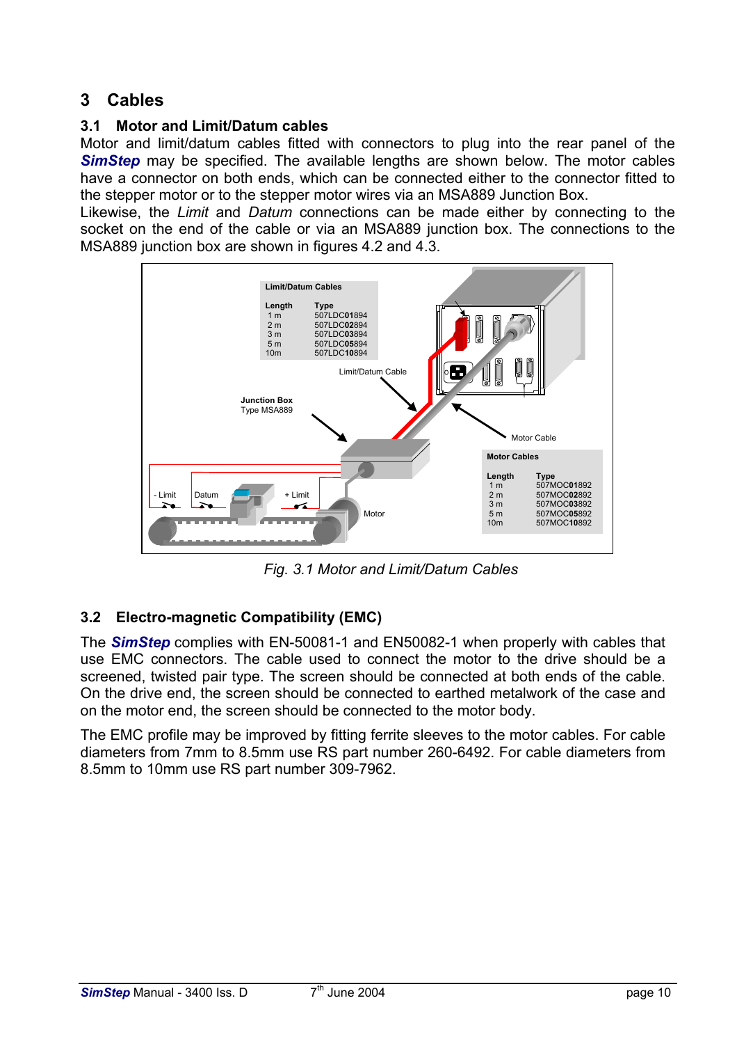# 3 Cables

## 3.1 Motor and Limit/Datum cables

Motor and limit/datum cables fitted with connectors to plug into the rear panel of the ***SimStep*** may be specified. The available lengths are shown below. The motor cables have a connector on both ends, which can be connected either to the connector fitted to the stepper motor or to the stepper motor wires via an MSA889 Junction Box.

Likewise, the *Limit* and *Datum* connections can be made either by connecting to the socket on the end of the cable or via an MSA889 junction box. The connections to the MSA889 junction box are shown in figures 4.2 and 4.3.

**Limit/Datum Cables**

| Length | Type |
|---|---|
| 1 m | 507LDC**01**894 |
| 2 m | 507LDC**02**894 |
| 3 m | 507LDC**03**894 |
| 5 m | 507LDC**05**894 |
| 10m | 507LDC**10**894 |

**Motor Cables**

| Length | Type |
|---|---|
| 1 m | 507MOC**01**892 |
| 2 m | 507MOC**02**892 |
| 3 m | 507MOC**03**892 |
| 5 m | 507MOC**05**892 |
| 10m | 507MOC**10**892 |

*Fig. 3.1 Motor and Limit/Datum Cables*

## 3.2 Electro-magnetic Compatibility (EMC)

The ***SimStep*** complies with EN-50081-1 and EN50082-1 when properly with cables that use EMC connectors. The cable used to connect the motor to the drive should be a screened, twisted pair type. The screen should be connected at both ends of the cable. On the drive end, the screen should be connected to earthed metalwork of the case and on the motor end, the screen should be connected to the motor body.

The EMC profile may be improved by fitting ferrite sleeves to the motor cables. For cable diameters from 7mm to 8.5mm use RS part number 260-6492. For cable diameters from 8.5mm to 10mm use RS part number 309-7962.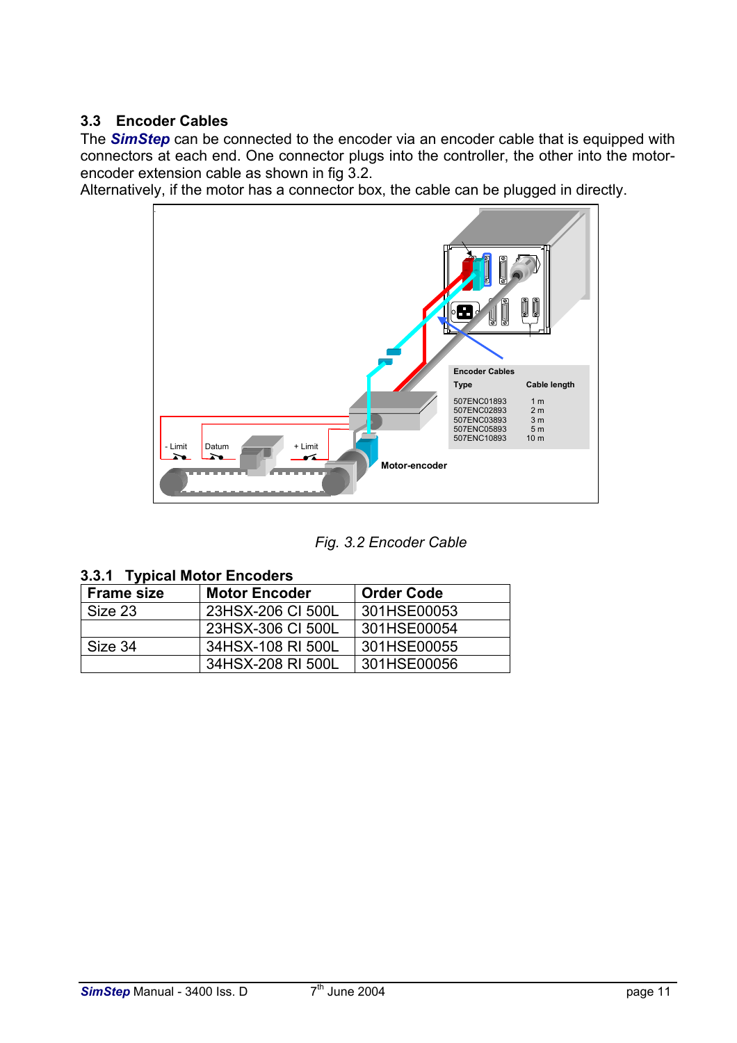## 3.3 Encoder Cables

The ***SimStep*** can be connected to the encoder via an encoder cable that is equipped with connectors at each end. One connector plugs into the controller, the other into the motor-encoder extension cable as shown in fig 3.2.
Alternatively, if the motor has a connector box, the cable can be plugged in directly.

| Encoder Cables | |
|---|---|
| **Type** | **Cable length** |
| 507ENC01893 | 1 m |
| 507ENC02893 | 2 m |
| 507ENC03893 | 3 m |
| 507ENC05893 | 5 m |
| 507ENC10893 | 10 m |

*Fig. 3.2 Encoder Cable*

### 3.3.1 Typical Motor Encoders

| Frame size | Motor Encoder | Order Code |
|---|---|---|
| Size 23 | 23HSX-206 CI 500L | 301HSE00053 |
| | 23HSX-306 CI 500L | 301HSE00054 |
| Size 34 | 34HSX-108 RI 500L | 301HSE00055 |
| | 34HSX-208 RI 500L | 301HSE00056 |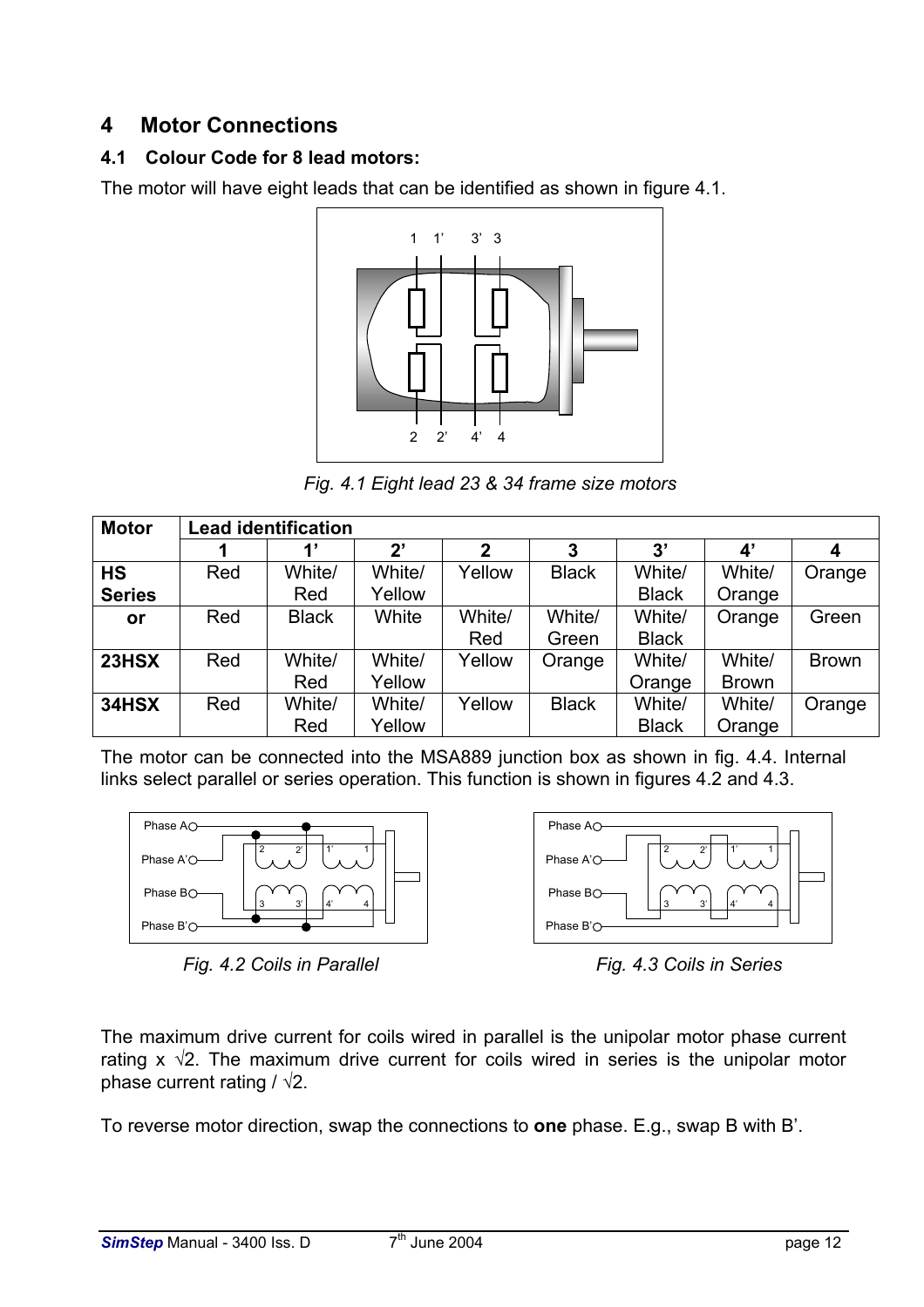# 4 Motor Connections

## 4.1 Colour Code for 8 lead motors:

The motor will have eight leads that can be identified as shown in figure 4.1.

*Fig. 4.1 Eight lead 23 & 34 frame size motors*

| Motor | Lead identification | | | | | | | |
|---|---|---|---|---|---|---|---|---|
| | 1 | 1' | 2' | 2 | 3 | 3' | 4' | 4 |
| HS Series | Red | White/ Red | White/ Yellow | Yellow | Black | White/ Black | White/ Orange | Orange |
| or | Red | Black | White | White/ Red | White/ Green | White/ Black | Orange | Green |
| 23HSX | Red | White/ Red | White/ Yellow | Yellow | Orange | White/ Orange | White/ Brown | Brown |
| 34HSX | Red | White/ Red | White/ Yellow | Yellow | Black | White/ Black | White/ Orange | Orange |

The motor can be connected into the MSA889 junction box as shown in fig. 4.4. Internal links select parallel or series operation. This function is shown in figures 4.2 and 4.3.

*Fig. 4.2 Coils in Parallel*

*Fig. 4.3 Coils in Series*

The maximum drive current for coils wired in parallel is the unipolar motor phase current rating x $\sqrt{2}$. The maximum drive current for coils wired in series is the unipolar motor phase current rating / $\sqrt{2}$.

To reverse motor direction, swap the connections to **one** phase. E.g., swap B with B'.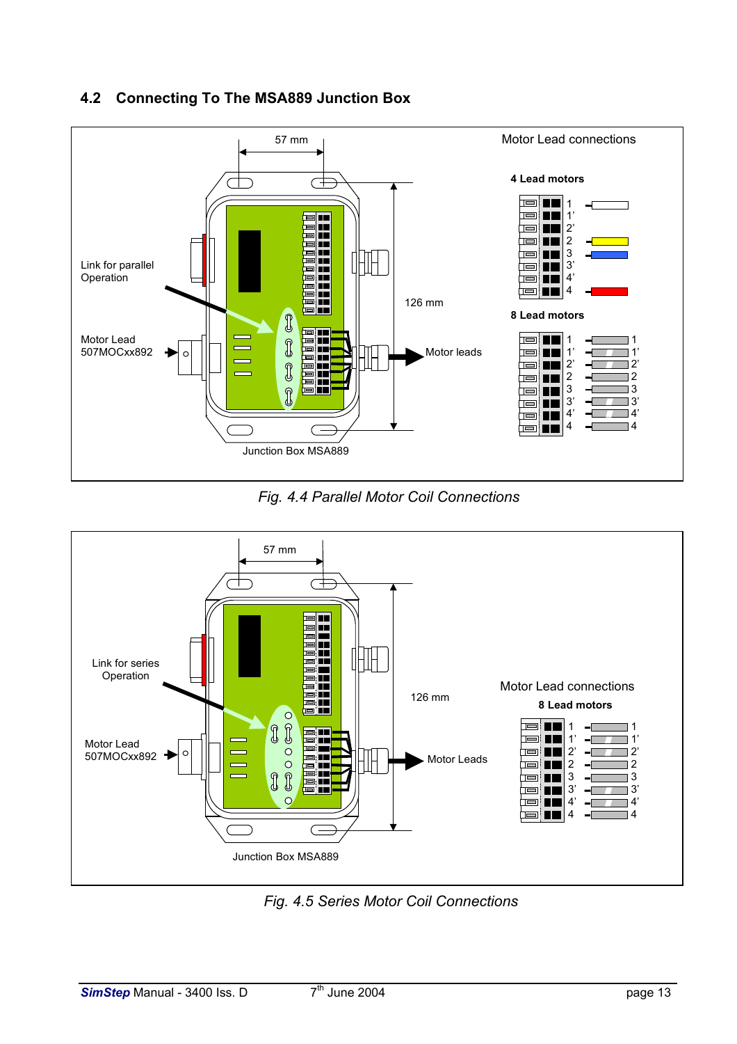## 4.2 Connecting To The MSA889 Junction Box

57 mm

Motor Lead connections

**4 Lead motors**

1
1'
2'
2
3
3'
4'
4

Link for parallel Operation

126 mm

**8 Lead motors**

Motor Lead 507MOCxx892

Motor leads

1 1
1' 1'
2' 2'
2 2
3 3
3' 3'
4' 4'
4 4

Junction Box MSA889

*Fig. 4.4 Parallel Motor Coil Connections*

57 mm

Link for series Operation

126 mm

Motor Lead connections

**8 Lead motors**

Motor Lead 507MOCxx892

Motor Leads

1 1
1' 1'
2' 2'
2 2
3 3
3' 3'
4' 4'
4 4

Junction Box MSA889

*Fig. 4.5 Series Motor Coil Connections*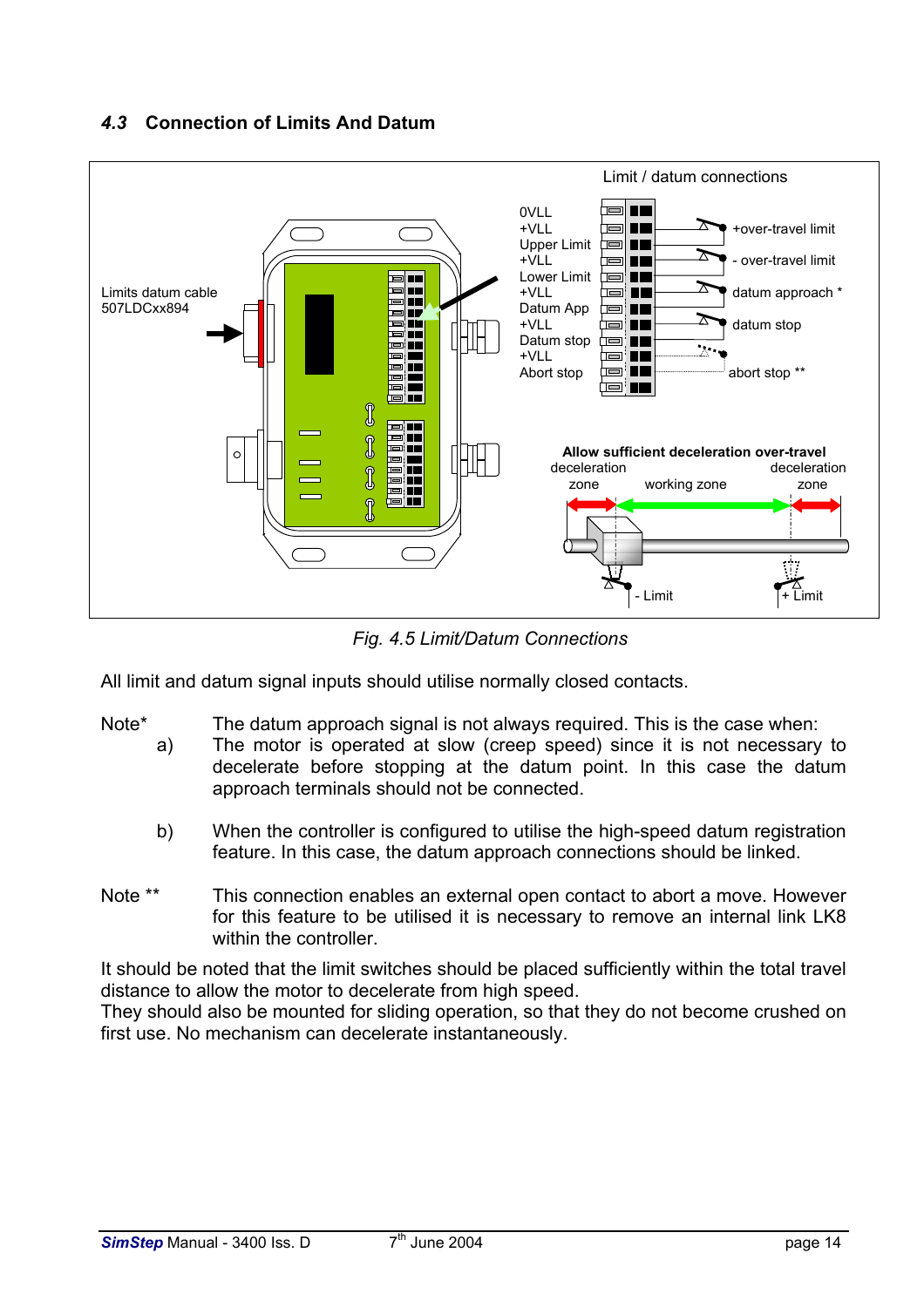### 4.3 Connection of Limits And Datum

*Fig. 4.5 Limit/Datum Connections*

All limit and datum signal inputs should utilise normally closed contacts.

Note* The datum approach signal is not always required. This is the case when:

a) The motor is operated at slow (creep speed) since it is not necessary to decelerate before stopping at the datum point. In this case the datum approach terminals should not be connected.

b) When the controller is configured to utilise the high-speed datum registration feature. In this case, the datum approach connections should be linked.

Note ** This connection enables an external open contact to abort a move. However for this feature to be utilised it is necessary to remove an internal link LK8 within the controller.

It should be noted that the limit switches should be placed sufficiently within the total travel distance to allow the motor to decelerate from high speed.
They should also be mounted for sliding operation, so that they do not become crushed on first use. No mechanism can decelerate instantaneously.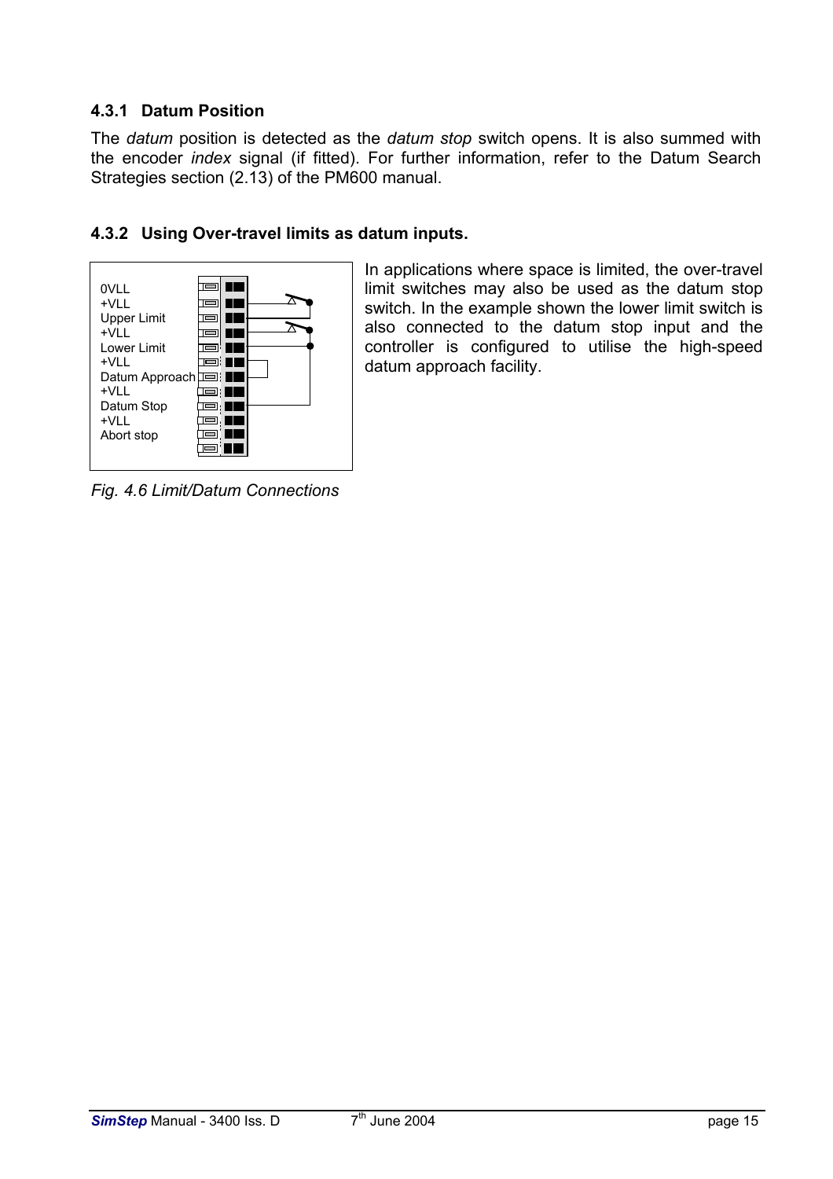### 4.3.1 Datum Position

The *datum* position is detected as the *datum stop* switch opens. It is also summed with the encoder *index* signal (if fitted). For further information, refer to the Datum Search Strategies section (2.13) of the PM600 manual.

### 4.3.2 Using Over-travel limits as datum inputs.

0VLL
+VLL
Upper Limit
+VLL
Lower Limit
+VLL
Datum Approach
+VLL
Datum Stop
+VLL
Abort stop

*Fig. 4.6 Limit/Datum Connections*

In applications where space is limited, the over-travel limit switches may also be used as the datum stop switch. In the example shown the lower limit switch is also connected to the datum stop input and the controller is configured to utilise the high-speed datum approach facility.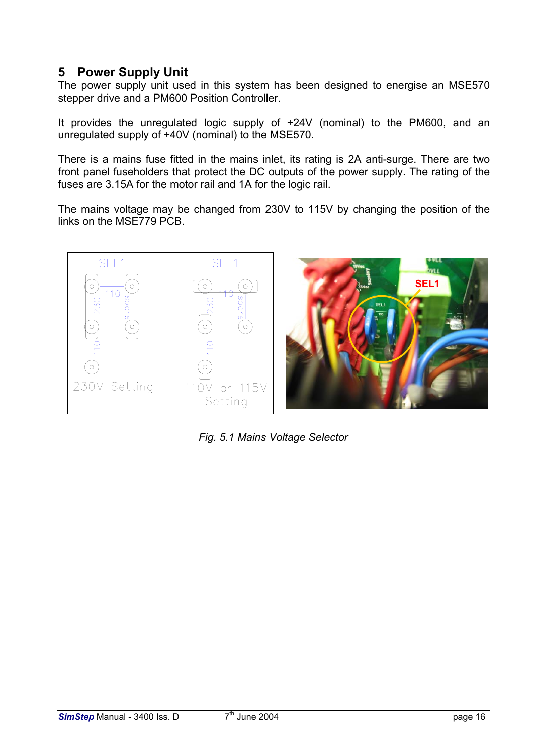# 5 Power Supply Unit

The power supply unit used in this system has been designed to energise an MSE570 stepper drive and a PM600 Position Controller.

It provides the unregulated logic supply of +24V (nominal) to the PM600, and an unregulated supply of +40V (nominal) to the MSE570.

There is a mains fuse fitted in the mains inlet, its rating is 2A anti-surge. There are two front panel fuseholders that protect the DC outputs of the power supply. The rating of the fuses are 3.15A for the motor rail and 1A for the logic rail.

The mains voltage may be changed from 230V to 115V by changing the position of the links on the MSE779 PCB.

*Fig. 5.1 Mains Voltage Selector*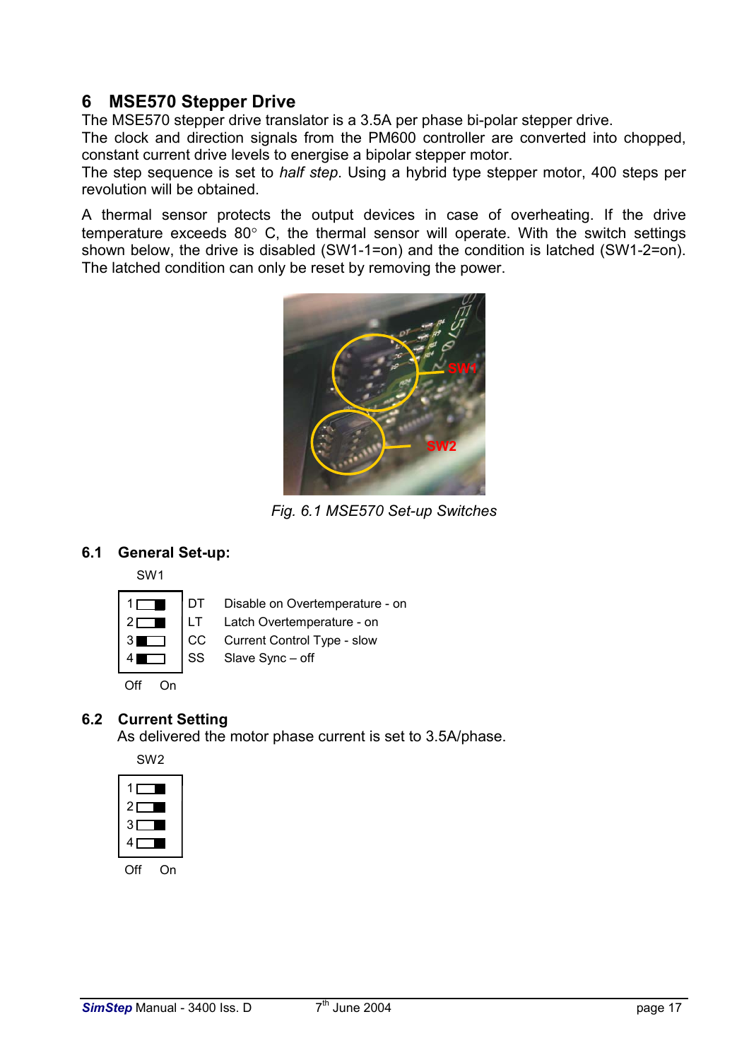# 6 MSE570 Stepper Drive

The MSE570 stepper drive translator is a 3.5A per phase bi-polar stepper drive.
The clock and direction signals from the PM600 controller are converted into chopped, constant current drive levels to energise a bipolar stepper motor.
The step sequence is set to *half step*. Using a hybrid type stepper motor, 400 steps per revolution will be obtained.

A thermal sensor protects the output devices in case of overheating. If the drive temperature exceeds 80° C, the thermal sensor will operate. With the switch settings shown below, the drive is disabled (SW1-1=on) and the condition is latched (SW1-2=on). The latched condition can only be reset by removing the power.

*Fig. 6.1 MSE570 Set-up Switches*

## 6.1 General Set-up:

SW1

| Switch | Position | Code | Function |
|---|---|---|---|
| 1 | On | DT | Disable on Overtemperature - on |
| 2 | On | LT | Latch Overtemperature - on |
| 3 | Off | CC | Current Control Type - slow |
| 4 | Off | SS | Slave Sync – off |

## 6.2 Current Setting

As delivered the motor phase current is set to 3.5A/phase.

SW2

| Switch | Position |
|---|---|
| 1 | On |
| 2 | On |
| 3 | On |
| 4 | On |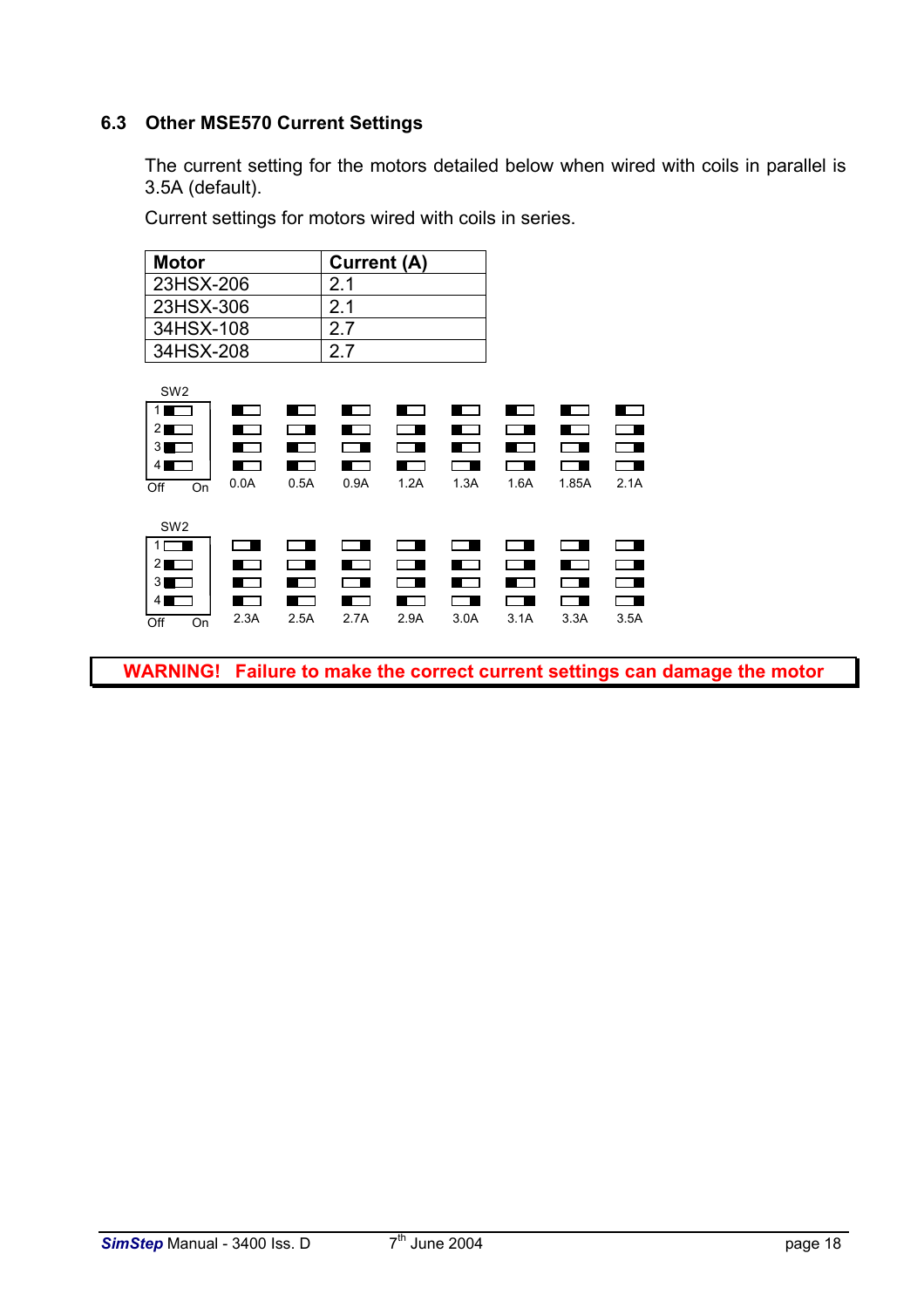## 6.3 Other MSE570 Current Settings

The current setting for the motors detailed below when wired with coils in parallel is 3.5A (default).

Current settings for motors wired with coils in series.

| Motor | Current (A) |
|---|---|
| 23HSX-206 | 2.1 |
| 23HSX-306 | 2.1 |
| 34HSX-108 | 2.7 |
| 34HSX-208 | 2.7 |

SW2

| SW2 | 0.0A | 0.5A | 0.9A | 1.2A | 1.3A | 1.6A | 1.85A | 2.1A |
|---|---|---|---|---|---|---|---|---|
| 1 | Off | Off | Off | Off | Off | Off | Off | Off |
| 2 | Off | On | Off | On | Off | On | Off | On |
| 3 | Off | Off | On | On | Off | Off | On | On |
| 4 | Off | Off | Off | Off | On | On | On | On |

SW2

| SW2 | 2.3A | 2.5A | 2.7A | 2.9A | 3.0A | 3.1A | 3.3A | 3.5A |
|---|---|---|---|---|---|---|---|---|
| 1 | On | On | On | On | On | On | On | On |
| 2 | Off | On | Off | On | Off | On | Off | On |
| 3 | Off | Off | On | On | Off | Off | On | On |
| 4 | Off | Off | Off | Off | On | On | On | On |

**WARNING! Failure to make the correct current settings can damage the motor**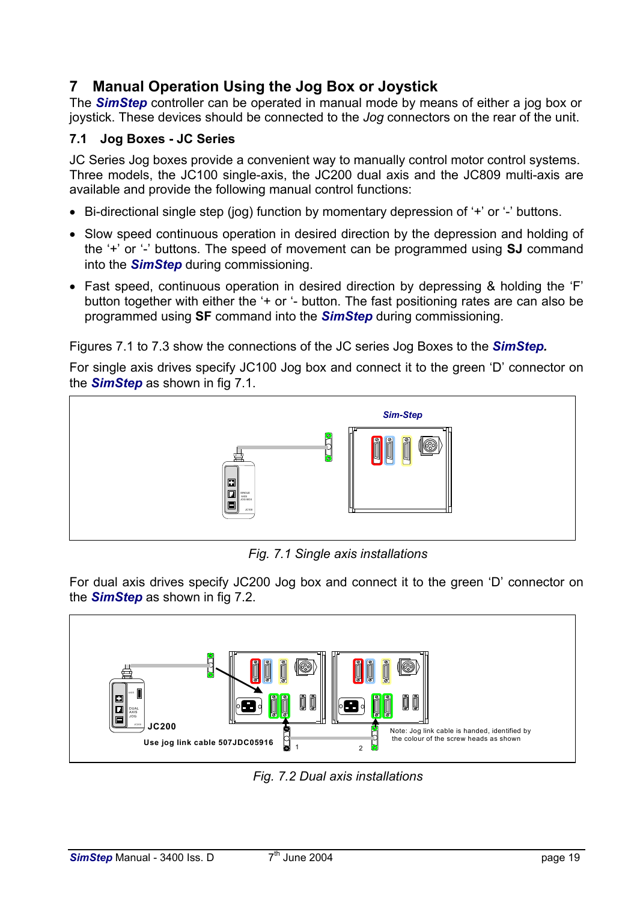# 7 Manual Operation Using the Jog Box or Joystick

The ***SimStep*** controller can be operated in manual mode by means of either a jog box or joystick. These devices should be connected to the *Jog* connectors on the rear of the unit.

## 7.1 Jog Boxes - JC Series

JC Series Jog boxes provide a convenient way to manually control motor control systems. Three models, the JC100 single-axis, the JC200 dual axis and the JC809 multi-axis are available and provide the following manual control functions:

- Bi-directional single step (jog) function by momentary depression of '+' or '-' buttons.
- Slow speed continuous operation in desired direction by the depression and holding of the '+' or '-' buttons. The speed of movement can be programmed using **SJ** command into the ***SimStep*** during commissioning.
- Fast speed, continuous operation in desired direction by depressing & holding the 'F' button together with either the '+ or '- button. The fast positioning rates are can also be programmed using **SF** command into the ***SimStep*** during commissioning.

Figures 7.1 to 7.3 show the connections of the JC series Jog Boxes to the ***SimStep.***

For single axis drives specify JC100 Jog box and connect it to the green 'D' connector on the ***SimStep*** as shown in fig 7.1.

Sim-Step

*Fig. 7.1 Single axis installations*

For dual axis drives specify JC200 Jog box and connect it to the green 'D' connector on the ***SimStep*** as shown in fig 7.2.

JC200

Use jog link cable 507JDC05916

Note: Jog link cable is handed, identified by the colour of the screw heads as shown

*Fig. 7.2 Dual axis installations*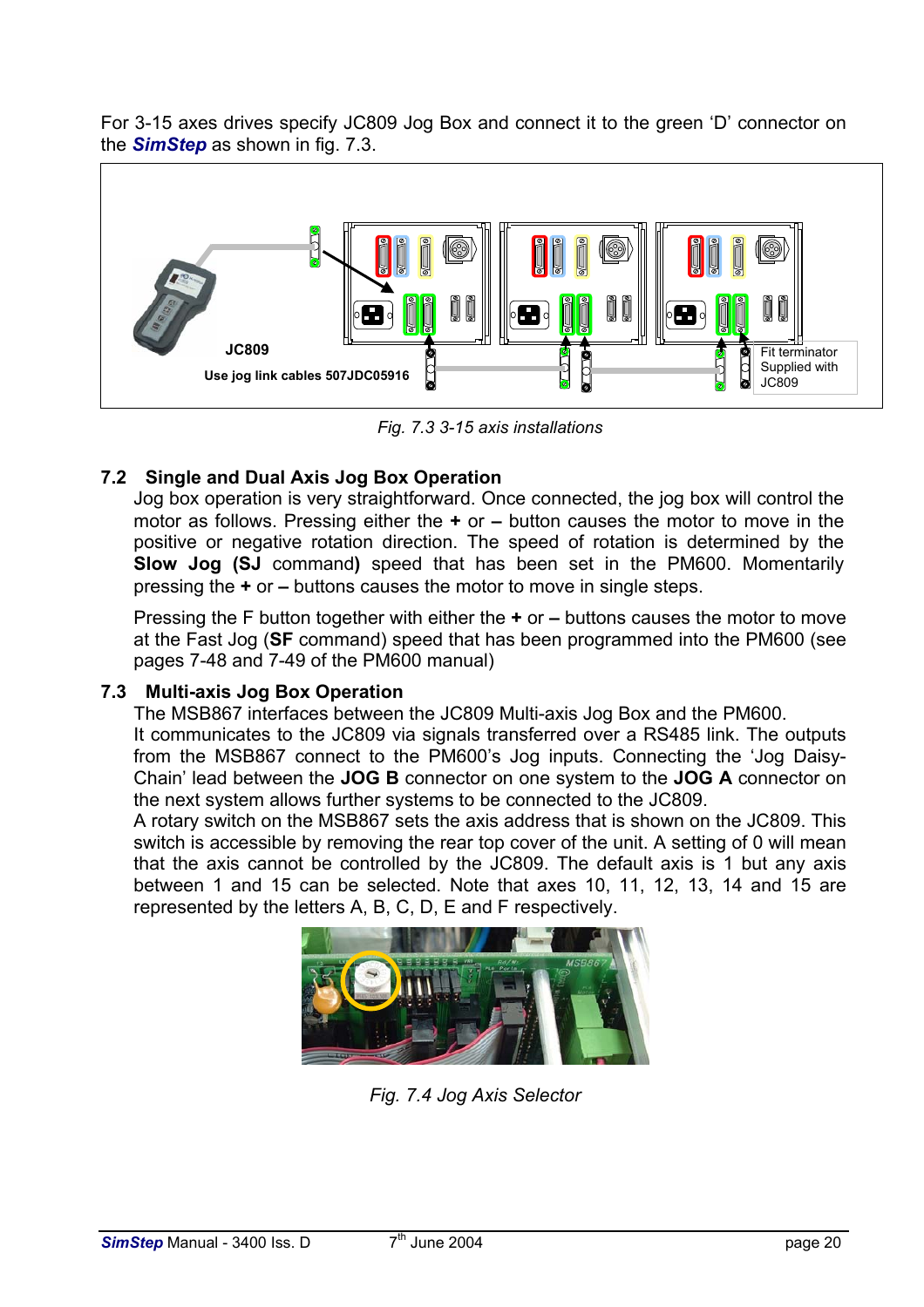For 3-15 axes drives specify JC809 Jog Box and connect it to the green 'D' connector on the ***SimStep*** as shown in fig. 7.3.

JC809

Use jog link cables 507JDC05916

Fit terminator Supplied with JC809

*Fig. 7.3 3-15 axis installations*

## 7.2 Single and Dual Axis Jog Box Operation

Jog box operation is very straightforward. Once connected, the jog box will control the motor as follows. Pressing either the **+** or **–** button causes the motor to move in the positive or negative rotation direction. The speed of rotation is determined by the **Slow Jog (SJ** command**)** speed that has been set in the PM600. Momentarily pressing the **+** or **–** buttons causes the motor to move in single steps.

Pressing the F button together with either the **+** or **–** buttons causes the motor to move at the Fast Jog (**SF** command) speed that has been programmed into the PM600 (see pages 7-48 and 7-49 of the PM600 manual)

## 7.3 Multi-axis Jog Box Operation

The MSB867 interfaces between the JC809 Multi-axis Jog Box and the PM600. It communicates to the JC809 via signals transferred over a RS485 link. The outputs from the MSB867 connect to the PM600's Jog inputs. Connecting the 'Jog Daisy-Chain' lead between the **JOG B** connector on one system to the **JOG A** connector on the next system allows further systems to be connected to the JC809.

A rotary switch on the MSB867 sets the axis address that is shown on the JC809. This switch is accessible by removing the rear top cover of the unit. A setting of 0 will mean that the axis cannot be controlled by the JC809. The default axis is 1 but any axis between 1 and 15 can be selected. Note that axes 10, 11, 12, 13, 14 and 15 are represented by the letters A, B, C, D, E and F respectively.

*Fig. 7.4 Jog Axis Selector*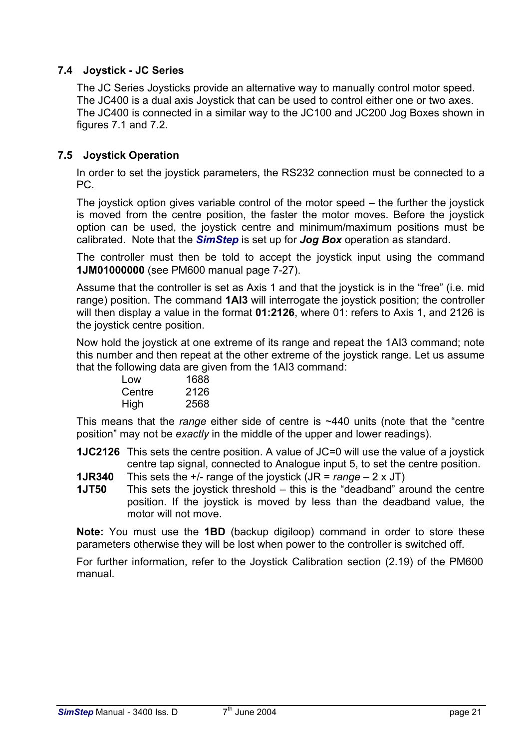## 7.4 Joystick - JC Series

The JC Series Joysticks provide an alternative way to manually control motor speed. The JC400 is a dual axis Joystick that can be used to control either one or two axes. The JC400 is connected in a similar way to the JC100 and JC200 Jog Boxes shown in figures 7.1 and 7.2.

## 7.5 Joystick Operation

In order to set the joystick parameters, the RS232 connection must be connected to a PC.

The joystick option gives variable control of the motor speed – the further the joystick is moved from the centre position, the faster the motor moves. Before the joystick option can be used, the joystick centre and minimum/maximum positions must be calibrated. Note that the ***SimStep*** is set up for ***Jog Box*** operation as standard.

The controller must then be told to accept the joystick input using the command **1JM01000000** (see PM600 manual page 7-27).

Assume that the controller is set as Axis 1 and that the joystick is in the "free" (i.e. mid range) position. The command **1AI3** will interrogate the joystick position; the controller will then display a value in the format **01:2126**, where 01: refers to Axis 1, and 2126 is the joystick centre position.

Now hold the joystick at one extreme of its range and repeat the 1AI3 command; note this number and then repeat at the other extreme of the joystick range. Let us assume that the following data are given from the 1AI3 command:

| | |
|---|---|
| Low | 1688 |
| Centre | 2126 |
| High | 2568 |

This means that the *range* either side of centre is ~440 units (note that the "centre position" may not be *exactly* in the middle of the upper and lower readings).

**1JC2126** This sets the centre position. A value of JC=0 will use the value of a joystick centre tap signal, connected to Analogue input 5, to set the centre position.

**1JR340** This sets the +/- range of the joystick (JR = *range* – 2 x JT)

**1JT50** This sets the joystick threshold – this is the "deadband" around the centre position. If the joystick is moved by less than the deadband value, the motor will not move.

**Note:** You must use the **1BD** (backup digiloop) command in order to store these parameters otherwise they will be lost when power to the controller is switched off.

For further information, refer to the Joystick Calibration section (2.19) of the PM600 manual.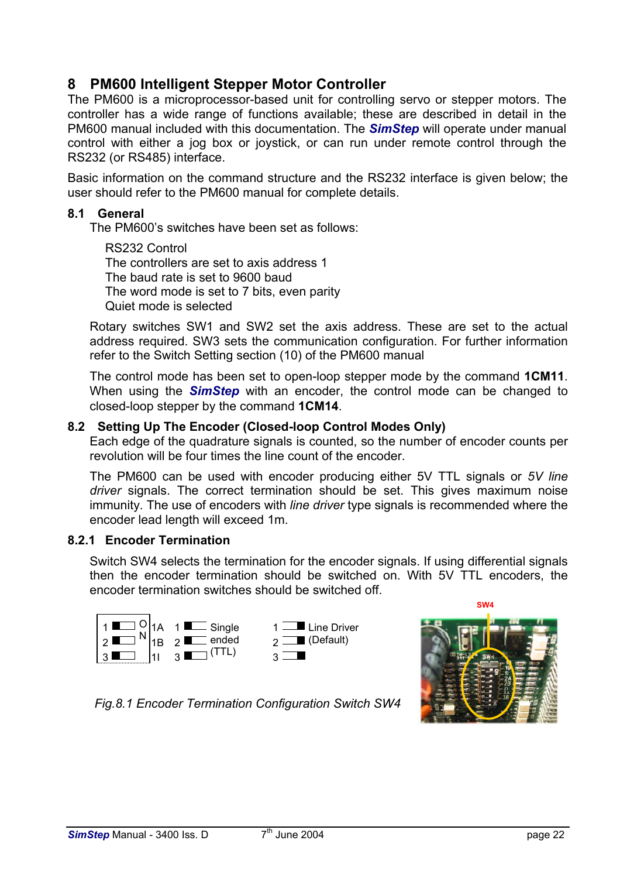## 8 PM600 Intelligent Stepper Motor Controller

The PM600 is a microprocessor-based unit for controlling servo or stepper motors. The controller has a wide range of functions available; these are described in detail in the PM600 manual included with this documentation. The ***SimStep*** will operate under manual control with either a jog box or joystick, or can run under remote control through the RS232 (or RS485) interface.

Basic information on the command structure and the RS232 interface is given below; the user should refer to the PM600 manual for complete details.

### 8.1 General

The PM600's switches have been set as follows:

RS232 Control
The controllers are set to axis address 1
The baud rate is set to 9600 baud
The word mode is set to 7 bits, even parity
Quiet mode is selected

Rotary switches SW1 and SW2 set the axis address. These are set to the actual address required. SW3 sets the communication configuration. For further information refer to the Switch Setting section (10) of the PM600 manual

The control mode has been set to open-loop stepper mode by the command **1CM11**. When using the ***SimStep*** with an encoder, the control mode can be changed to closed-loop stepper by the command **1CM14**.

### 8.2 Setting Up The Encoder (Closed-loop Control Modes Only)

Each edge of the quadrature signals is counted, so the number of encoder counts per revolution will be four times the line count of the encoder.

The PM600 can be used with encoder producing either 5V TTL signals or *5V line driver* signals. The correct termination should be set. This gives maximum noise immunity. The use of encoders with *line driver* type signals is recommended where the encoder lead length will exceed 1m.

#### 8.2.1 Encoder Termination

Switch SW4 selects the termination for the encoder signals. If using differential signals then the encoder termination should be switched on. With 5V TTL encoders, the encoder termination switches should be switched off.

1 ON 1A
2 ON 1B
3 ON 1I

1, 2, 3 — Single ended (TTL)

1, 2, 3 — Line Driver (Default)

SW4

*Fig.8.1 Encoder Termination Configuration Switch SW4*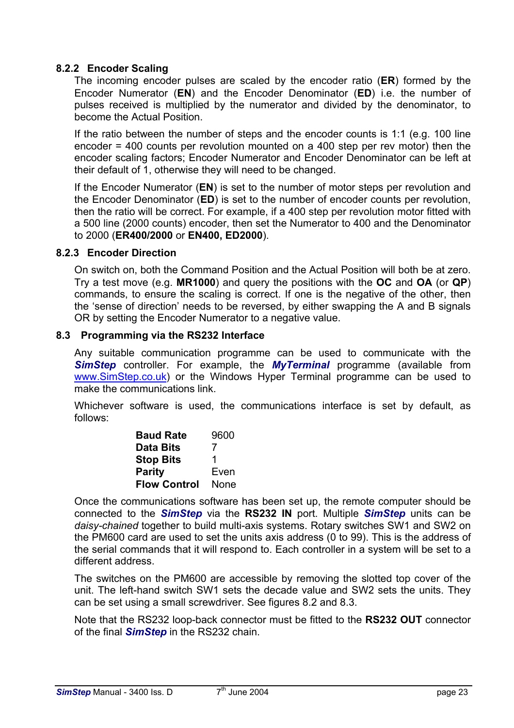### 8.2.2 Encoder Scaling

The incoming encoder pulses are scaled by the encoder ratio (**ER**) formed by the Encoder Numerator (**EN**) and the Encoder Denominator (**ED**) i.e. the number of pulses received is multiplied by the numerator and divided by the denominator, to become the Actual Position.

If the ratio between the number of steps and the encoder counts is 1:1 (e.g. 100 line encoder = 400 counts per revolution mounted on a 400 step per rev motor) then the encoder scaling factors; Encoder Numerator and Encoder Denominator can be left at their default of 1, otherwise they will need to be changed.

If the Encoder Numerator (**EN**) is set to the number of motor steps per revolution and the Encoder Denominator (**ED**) is set to the number of encoder counts per revolution, then the ratio will be correct. For example, if a 400 step per revolution motor fitted with a 500 line (2000 counts) encoder, then set the Numerator to 400 and the Denominator to 2000 (**ER400/2000** or **EN400, ED2000**).

### 8.2.3 Encoder Direction

On switch on, both the Command Position and the Actual Position will both be at zero. Try a test move (e.g. **MR1000**) and query the positions with the **OC** and **OA** (or **QP**) commands, to ensure the scaling is correct. If one is the negative of the other, then the 'sense of direction' needs to be reversed, by either swapping the A and B signals OR by setting the Encoder Numerator to a negative value.

## 8.3 Programming via the RS232 Interface

Any suitable communication programme can be used to communicate with the ***SimStep*** controller. For example, the ***MyTerminal*** programme (available from www.SimStep.co.uk) or the Windows Hyper Terminal programme can be used to make the communications link.

Whichever software is used, the communications interface is set by default, as follows:

| | |
|---|---|
| **Baud Rate** | 9600 |
| **Data Bits** | 7 |
| **Stop Bits** | 1 |
| **Parity** | Even |
| **Flow Control** | None |

Once the communications software has been set up, the remote computer should be connected to the ***SimStep*** via the **RS232 IN** port. Multiple ***SimStep*** units can be *daisy-chained* together to build multi-axis systems. Rotary switches SW1 and SW2 on the PM600 card are used to set the units axis address (0 to 99). This is the address of the serial commands that it will respond to. Each controller in a system will be set to a different address.

The switches on the PM600 are accessible by removing the slotted top cover of the unit. The left-hand switch SW1 sets the decade value and SW2 sets the units. They can be set using a small screwdriver. See figures 8.2 and 8.3.

Note that the RS232 loop-back connector must be fitted to the **RS232 OUT** connector of the final ***SimStep*** in the RS232 chain.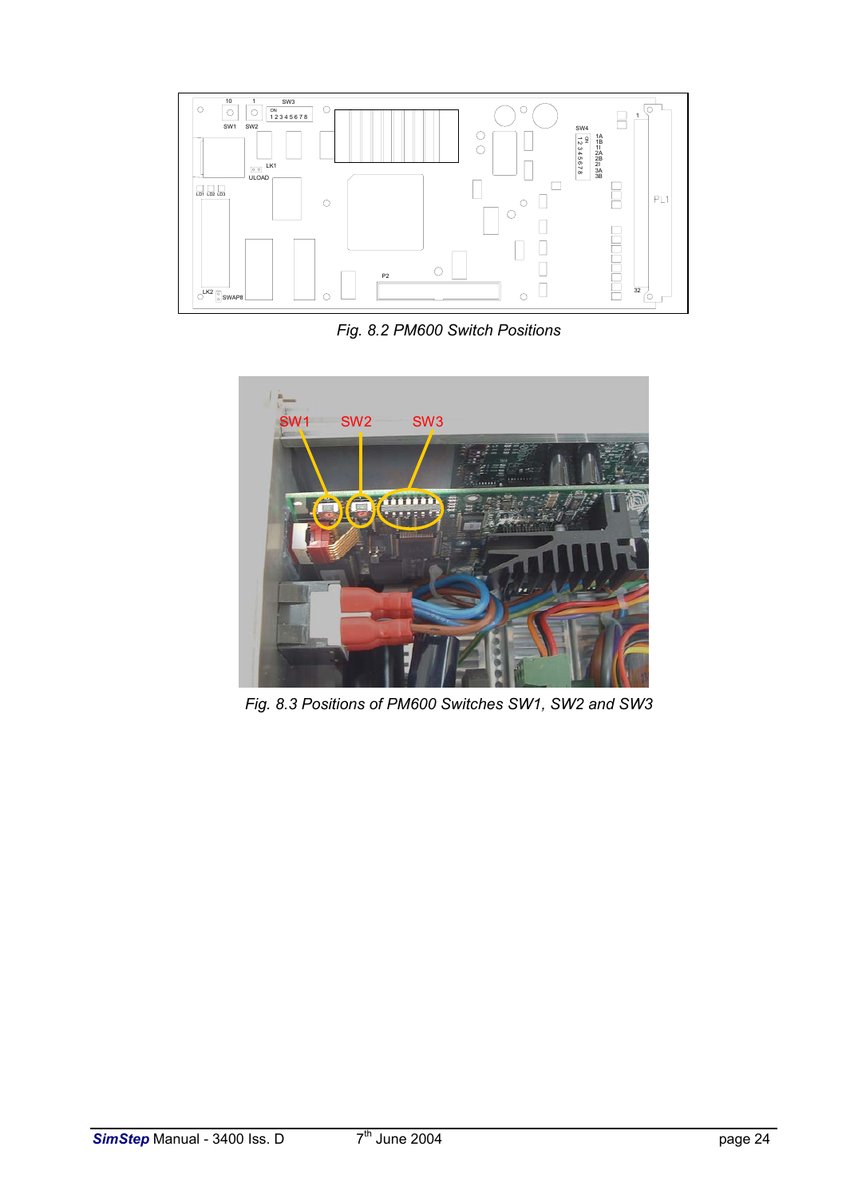Fig. 8.2 PM600 Switch Positions

Fig. 8.3 Positions of PM600 Switches SW1, SW2 and SW3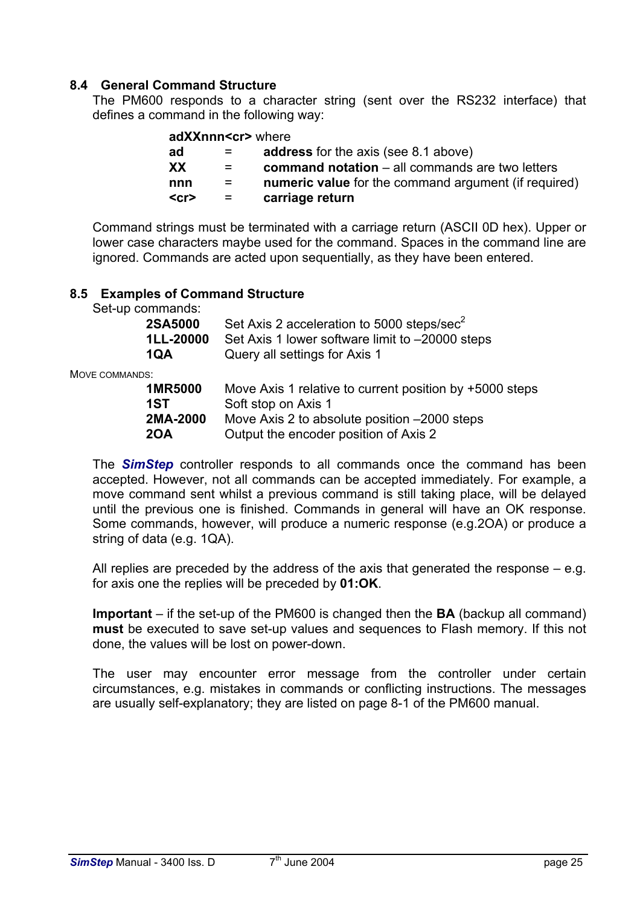## 8.4 General Command Structure

The PM600 responds to a character string (sent over the RS232 interface) that defines a command in the following way:

**adXXnnn<cr>** where

| | | |
|---|---|---|
| **ad** | = | **address** for the axis (see 8.1 above) |
| **XX** | = | **command notation** – all commands are two letters |
| **nnn** | = | **numeric value** for the command argument (if required) |
| **<cr>** | = | **carriage return** |

Command strings must be terminated with a carriage return (ASCII 0D hex). Upper or lower case characters maybe used for the command. Spaces in the command line are ignored. Commands are acted upon sequentially, as they have been entered.

## 8.5 Examples of Command Structure

Set-up commands:

| | |
|---|---|
| **2SA5000** | Set Axis 2 acceleration to 5000 steps/sec$^2$ |
| **1LL-20000** | Set Axis 1 lower software limit to –20000 steps |
| **1QA** | Query all settings for Axis 1 |

MOVE COMMANDS:

| | |
|---|---|
| **1MR5000** | Move Axis 1 relative to current position by +5000 steps |
| **1ST** | Soft stop on Axis 1 |
| **2MA-2000** | Move Axis 2 to absolute position –2000 steps |
| **2OA** | Output the encoder position of Axis 2 |

The ***SimStep*** controller responds to all commands once the command has been accepted. However, not all commands can be accepted immediately. For example, a move command sent whilst a previous command is still taking place, will be delayed until the previous one is finished. Commands in general will have an OK response. Some commands, however, will produce a numeric response (e.g.2OA) or produce a string of data (e.g. 1QA).

All replies are preceded by the address of the axis that generated the response – e.g. for axis one the replies will be preceded by **01:OK**.

**Important** – if the set-up of the PM600 is changed then the **BA** (backup all command) **must** be executed to save set-up values and sequences to Flash memory. If this not done, the values will be lost on power-down.

The user may encounter error message from the controller under certain circumstances, e.g. mistakes in commands or conflicting instructions. The messages are usually self-explanatory; they are listed on page 8-1 of the PM600 manual.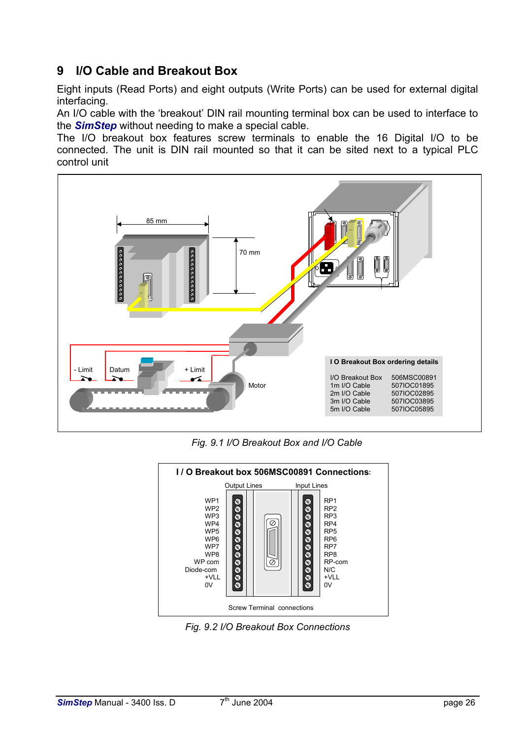## 9 I/O Cable and Breakout Box

Eight inputs (Read Ports) and eight outputs (Write Ports) can be used for external digital interfacing.
An I/O cable with the 'breakout' DIN rail mounting terminal box can be used to interface to the ***SimStep*** without needing to make a special cable.
The I/O breakout box features screw terminals to enable the 16 Digital I/O to be connected. The unit is DIN rail mounted so that it can be sited next to a typical PLC control unit

**I O Breakout Box ordering details**

| | |
|---|---|
| I/O Breakout Box | 506MSC00891 |
| 1m I/O Cable | 507IOC01895 |
| 2m I/O Cable | 507IOC02895 |
| 3m I/O Cable | 507IOC03895 |
| 5m I/O Cable | 507IOC05895 |

*Fig. 9.1 I/O Breakout Box and I/O Cable*

**I / O Breakout box 506MSC00891 Connections:**

| Output Lines | Input Lines |
|---|---|
| WP1 | RP1 |
| WP2 | RP2 |
| WP3 | RP3 |
| WP4 | RP4 |
| WP5 | RP5 |
| WP6 | RP6 |
| WP7 | RP7 |
| WP8 | RP8 |
| WP com | RP-com |
| Diode-com | N/C |
| +VLL | +VLL |
| 0V | 0V |

Screw Terminal connections

*Fig. 9.2 I/O Breakout Box Connections*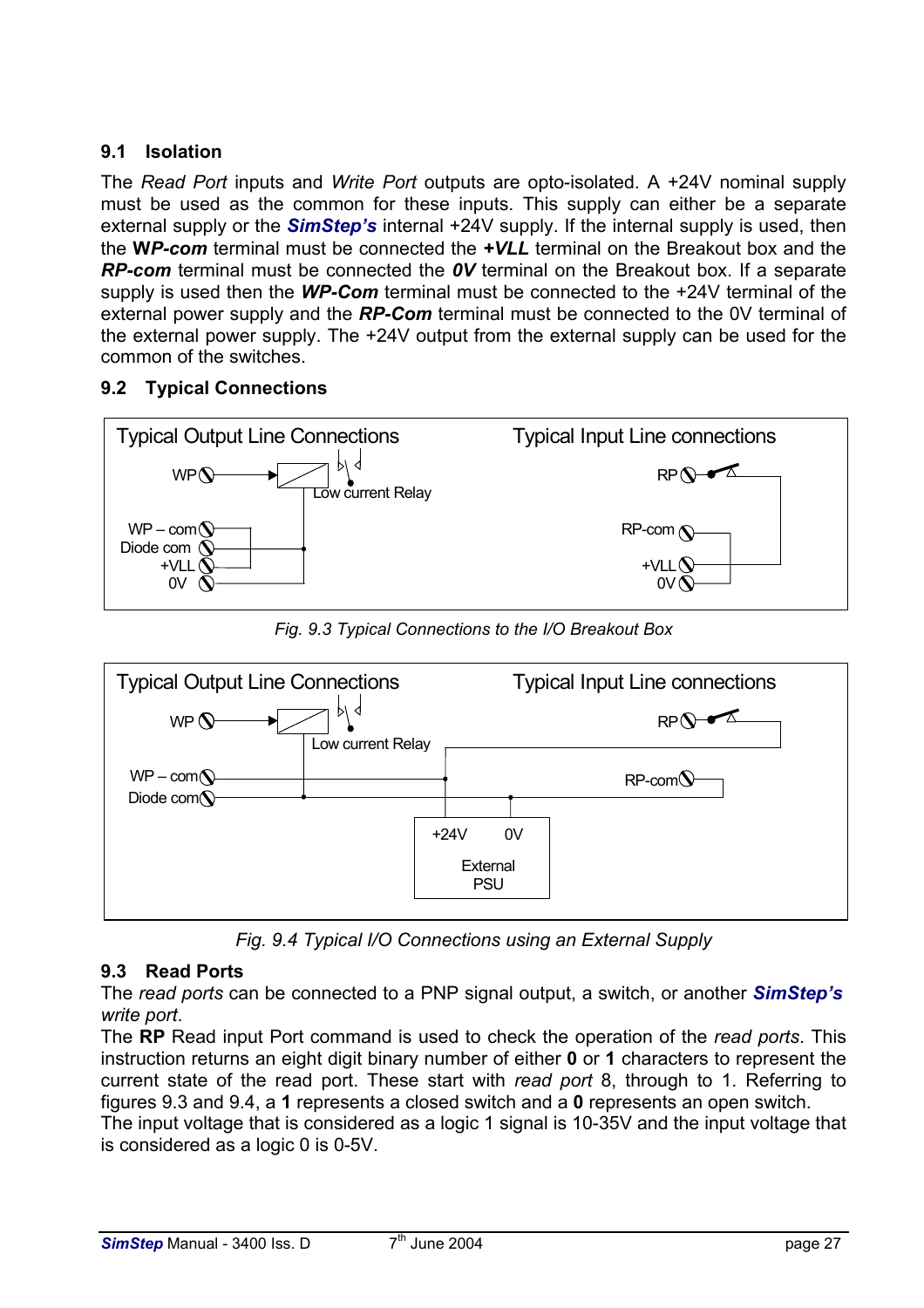### 9.1 Isolation

The *Read Port* inputs and *Write Port* outputs are opto-isolated. A +24V nominal supply must be used as the common for these inputs. This supply can either be a separate external supply or the ***SimStep's*** internal +24V supply. If the internal supply is used, then the **WP-com** terminal must be connected the ***+VLL*** terminal on the Breakout box and the ***RP-com*** terminal must be connected the ***0V*** terminal on the Breakout box. If a separate supply is used then the ***WP-Com*** terminal must be connected to the +24V terminal of the external power supply and the ***RP-Com*** terminal must be connected to the 0V terminal of the external power supply. The +24V output from the external supply can be used for the common of the switches.

### 9.2 Typical Connections

*Fig. 9.3 Typical Connections to the I/O Breakout Box*

*Fig. 9.4 Typical I/O Connections using an External Supply*

### 9.3 Read Ports

The *read ports* can be connected to a PNP signal output, a switch, or another ***SimStep's*** *write port*.

The **RP** Read input Port command is used to check the operation of the *read ports*. This instruction returns an eight digit binary number of either **0** or **1** characters to represent the current state of the read port. These start with *read port* 8, through to 1. Referring to figures 9.3 and 9.4, a **1** represents a closed switch and a **0** represents an open switch.

The input voltage that is considered as a logic 1 signal is 10-35V and the input voltage that is considered as a logic 0 is 0-5V.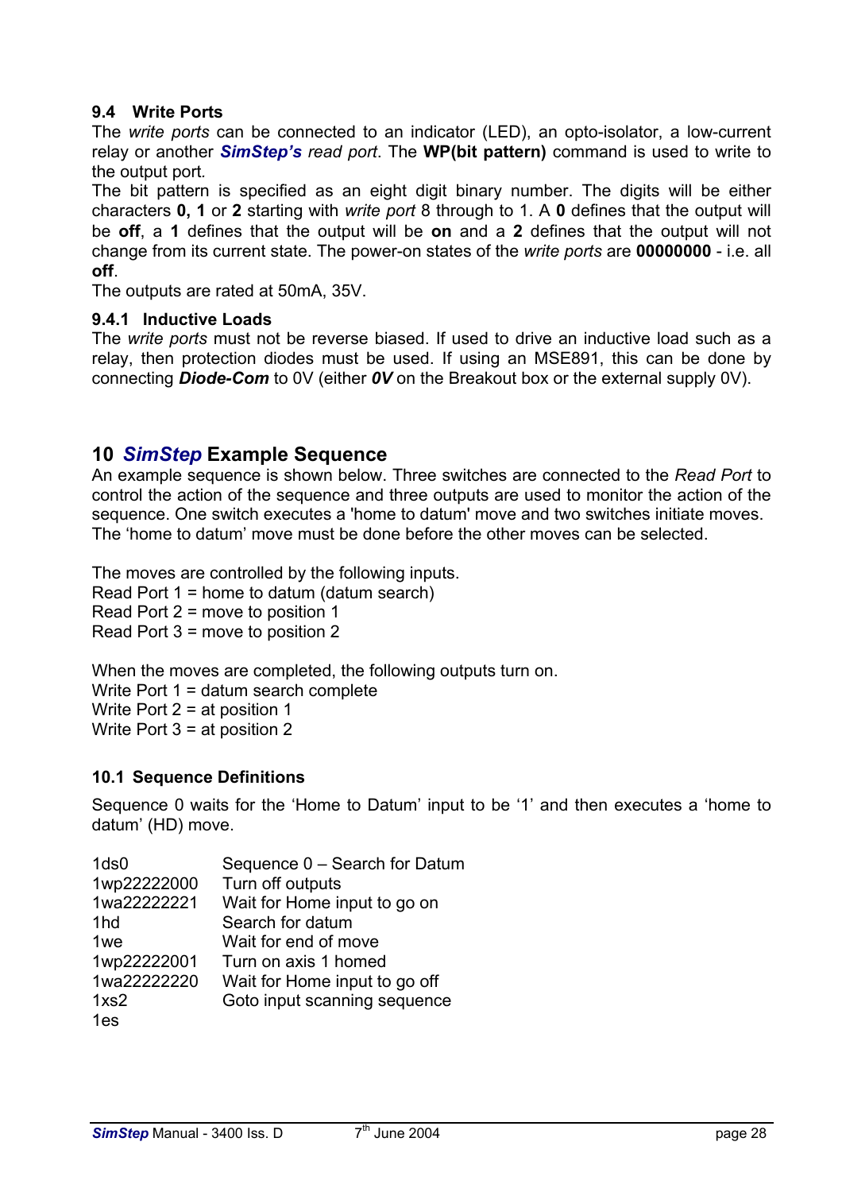### 9.4 Write Ports

The *write ports* can be connected to an indicator (LED), an opto-isolator, a low-current relay or another ***SimStep's*** *read port*. The **WP(bit pattern)** command is used to write to the output port.

The bit pattern is specified as an eight digit binary number. The digits will be either characters **0, 1** or **2** starting with *write port* 8 through to 1. A **0** defines that the output will be **off**, a **1** defines that the output will be **on** and a **2** defines that the output will not change from its current state. The power-on states of the *write ports* are **00000000** - i.e. all **off**.

The outputs are rated at 50mA, 35V.

#### 9.4.1 Inductive Loads

The *write ports* must not be reverse biased. If used to drive an inductive load such as a relay, then protection diodes must be used. If using an MSE891, this can be done by connecting ***Diode-Com*** to 0V (either ***0V*** on the Breakout box or the external supply 0V).

## 10 *SimStep* Example Sequence

An example sequence is shown below. Three switches are connected to the *Read Port* to control the action of the sequence and three outputs are used to monitor the action of the sequence. One switch executes a 'home to datum' move and two switches initiate moves. The 'home to datum' move must be done before the other moves can be selected.

The moves are controlled by the following inputs.
Read Port 1 = home to datum (datum search)
Read Port 2 = move to position 1
Read Port 3 = move to position 2

When the moves are completed, the following outputs turn on.
Write Port 1 = datum search complete
Write Port 2 = at position 1
Write Port 3 = at position 2

### 10.1 Sequence Definitions

Sequence 0 waits for the 'Home to Datum' input to be '1' and then executes a 'home to datum' (HD) move.

```
1ds0          Sequence 0 – Search for Datum
1wp22222000   Turn off outputs
1wa22222221   Wait for Home input to go on
1hd           Search for datum
1we           Wait for end of move
1wp22222001   Turn on axis 1 homed
1wa22222220   Wait for Home input to go off
1xs2          Goto input scanning sequence
1es
```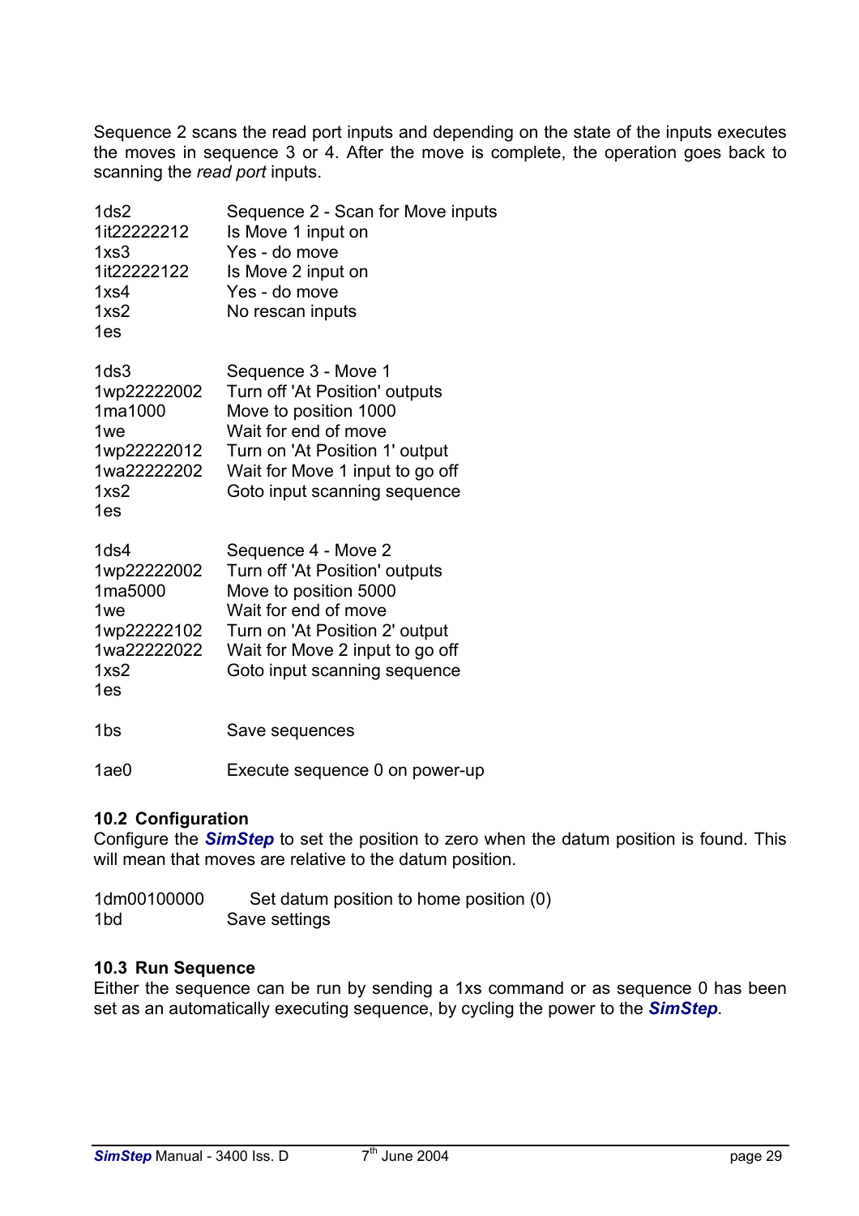Sequence 2 scans the read port inputs and depending on the state of the inputs executes the moves in sequence 3 or 4. After the move is complete, the operation goes back to scanning the *read port* inputs.

| | |
|---|---|
| 1ds2 | Sequence 2 - Scan for Move inputs |
| 1it22222212 | Is Move 1 input on |
| 1xs3 | Yes - do move |
| 1it22222122 | Is Move 2 input on |
| 1xs4 | Yes - do move |
| 1xs2 | No rescan inputs |
| 1es | |

| | |
|---|---|
| 1ds3 | Sequence 3 - Move 1 |
| 1wp22222002 | Turn off 'At Position' outputs |
| 1ma1000 | Move to position 1000 |
| 1we | Wait for end of move |
| 1wp22222012 | Turn on 'At Position 1' output |
| 1wa22222202 | Wait for Move 1 input to go off |
| 1xs2 | Goto input scanning sequence |
| 1es | |

| | |
|---|---|
| 1ds4 | Sequence 4 - Move 2 |
| 1wp22222002 | Turn off 'At Position' outputs |
| 1ma5000 | Move to position 5000 |
| 1we | Wait for end of move |
| 1wp22222102 | Turn on 'At Position 2' output |
| 1wa22222022 | Wait for Move 2 input to go off |
| 1xs2 | Goto input scanning sequence |
| 1es | |

| | |
|---|---|
| 1bs | Save sequences |

| | |
|---|---|
| 1ae0 | Execute sequence 0 on power-up |

### 10.2 Configuration

Configure the ***SimStep*** to set the position to zero when the datum position is found. This will mean that moves are relative to the datum position.

| | |
|---|---|
| 1dm00100000 | Set datum position to home position (0) |
| 1bd | Save settings |

### 10.3 Run Sequence

Either the sequence can be run by sending a 1xs command or as sequence 0 has been set as an automatically executing sequence, by cycling the power to the ***SimStep***.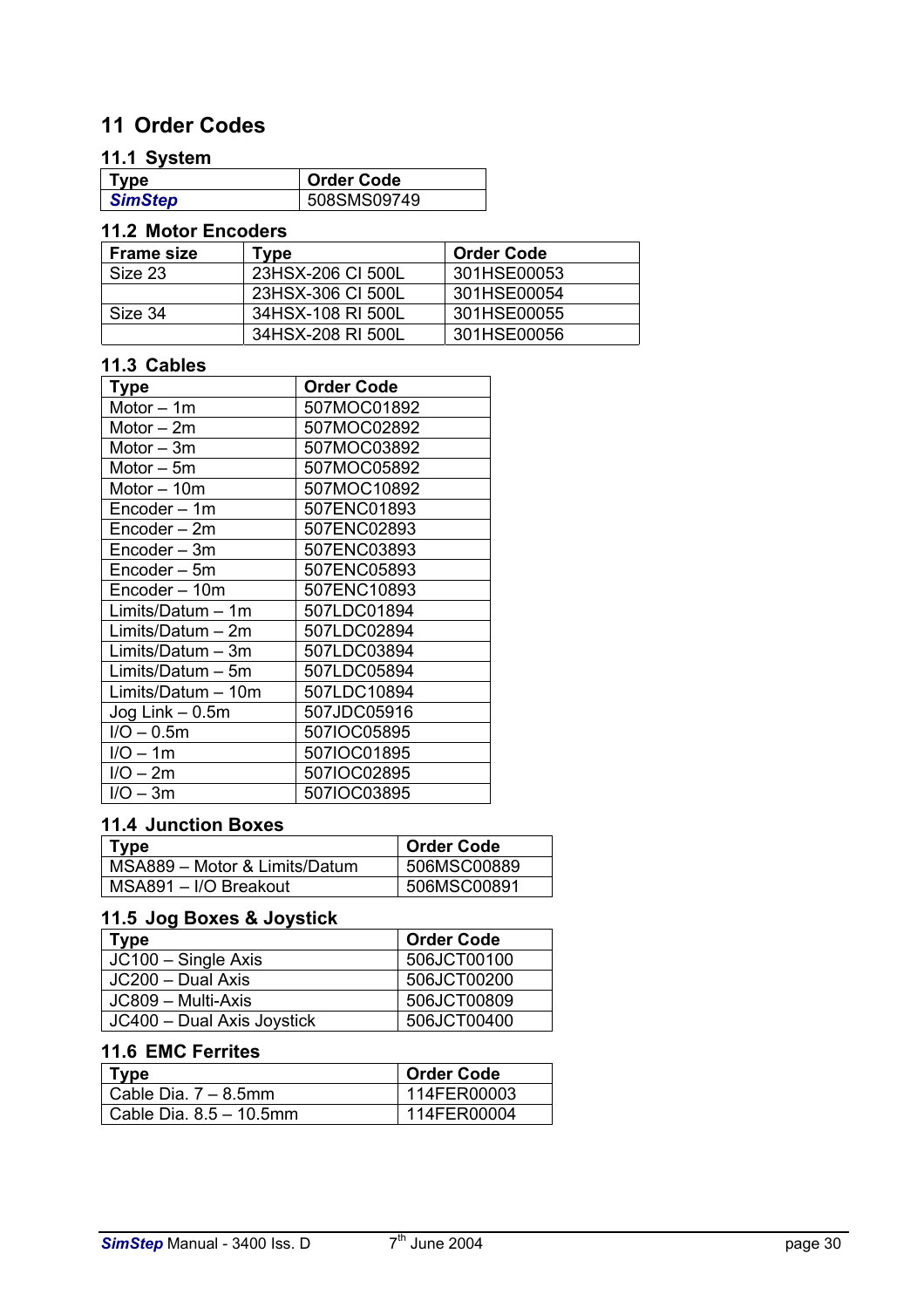# 11 Order Codes

## 11.1 System

| Type | Order Code |
|---|---|
| ***SimStep*** | 508SMS09749 |

## 11.2 Motor Encoders

| Frame size | Type | Order Code |
|---|---|---|
| Size 23 | 23HSX-206 CI 500L | 301HSE00053 |
| | 23HSX-306 CI 500L | 301HSE00054 |
| Size 34 | 34HSX-108 RI 500L | 301HSE00055 |
| | 34HSX-208 RI 500L | 301HSE00056 |

## 11.3 Cables

| Type | Order Code |
|---|---|
| Motor – 1m | 507MOC01892 |
| Motor – 2m | 507MOC02892 |
| Motor – 3m | 507MOC03892 |
| Motor – 5m | 507MOC05892 |
| Motor – 10m | 507MOC10892 |
| Encoder – 1m | 507ENC01893 |
| Encoder – 2m | 507ENC02893 |
| Encoder – 3m | 507ENC03893 |
| Encoder – 5m | 507ENC05893 |
| Encoder – 10m | 507ENC10893 |
| Limits/Datum – 1m | 507LDC01894 |
| Limits/Datum – 2m | 507LDC02894 |
| Limits/Datum – 3m | 507LDC03894 |
| Limits/Datum – 5m | 507LDC05894 |
| Limits/Datum – 10m | 507LDC10894 |
| Jog Link – 0.5m | 507JDC05916 |
| I/O – 0.5m | 507IOC05895 |
| I/O – 1m | 507IOC01895 |
| I/O – 2m | 507IOC02895 |
| I/O – 3m | 507IOC03895 |

## 11.4 Junction Boxes

| Type | Order Code |
|---|---|
| MSA889 – Motor & Limits/Datum | 506MSC00889 |
| MSA891 – I/O Breakout | 506MSC00891 |

## 11.5 Jog Boxes & Joystick

| Type | Order Code |
|---|---|
| JC100 – Single Axis | 506JCT00100 |
| JC200 – Dual Axis | 506JCT00200 |
| JC809 – Multi-Axis | 506JCT00809 |
| JC400 – Dual Axis Joystick | 506JCT00400 |

## 11.6 EMC Ferrites

| Type | Order Code |
|---|---|
| Cable Dia. 7 – 8.5mm | 114FER00003 |
| Cable Dia. 8.5 – 10.5mm | 114FER00004 |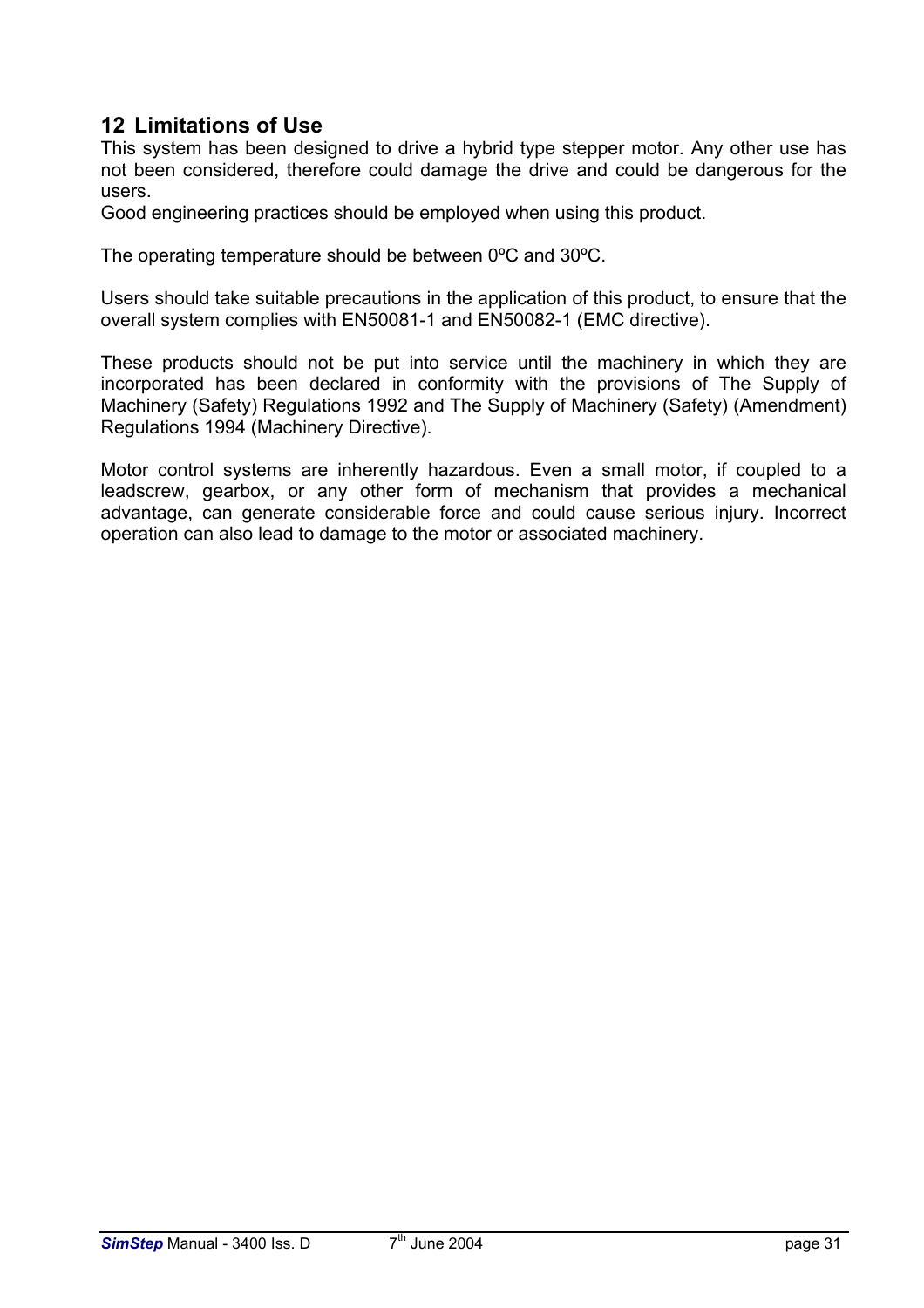## 12 Limitations of Use

This system has been designed to drive a hybrid type stepper motor. Any other use has not been considered, therefore could damage the drive and could be dangerous for the users.
Good engineering practices should be employed when using this product.

The operating temperature should be between 0ºC and 30ºC.

Users should take suitable precautions in the application of this product, to ensure that the overall system complies with EN50081-1 and EN50082-1 (EMC directive).

These products should not be put into service until the machinery in which they are incorporated has been declared in conformity with the provisions of The Supply of Machinery (Safety) Regulations 1992 and The Supply of Machinery (Safety) (Amendment) Regulations 1994 (Machinery Directive).

Motor control systems are inherently hazardous. Even a small motor, if coupled to a leadscrew, gearbox, or any other form of mechanism that provides a mechanical advantage, can generate considerable force and could cause serious injury. Incorrect operation can also lead to damage to the motor or associated machinery.